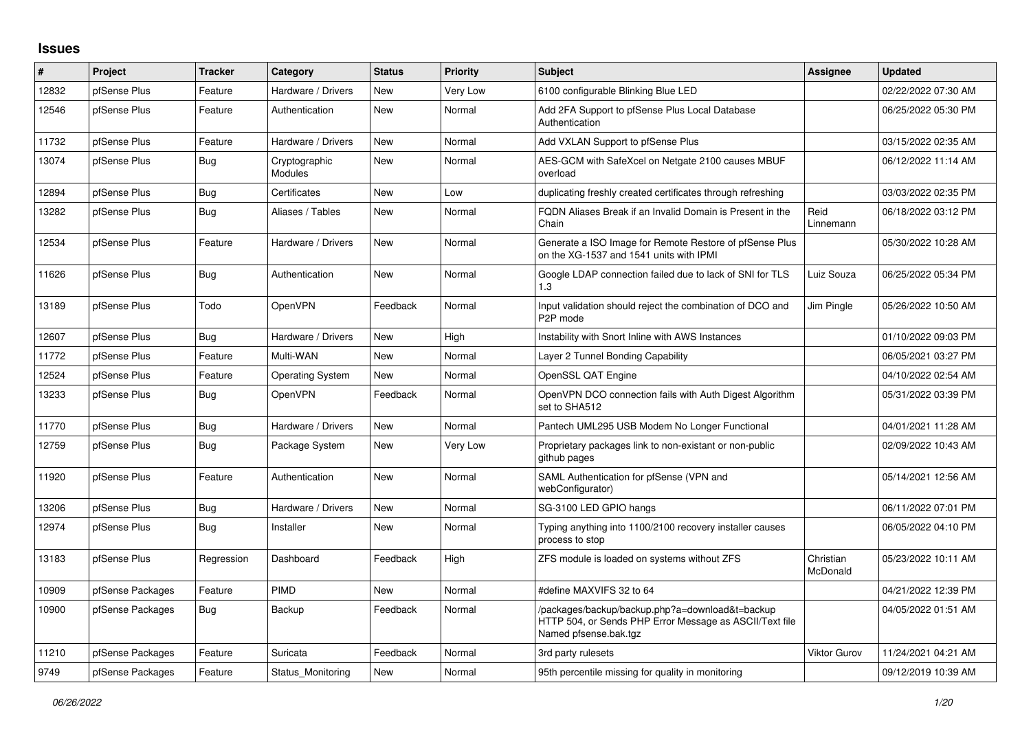## Issues

| # | Project | Tracker | Category | Status | Priority | Subject | Assignee | Updated |
|---|---|---|---|---|---|---|---|---|
| 12832 | pfSense Plus | Feature | Hardware / Drivers | New | Very Low | 6100 configurable Blinking Blue LED | | 02/22/2022 07:30 AM |
| 12546 | pfSense Plus | Feature | Authentication | New | Normal | Add 2FA Support to pfSense Plus Local Database Authentication | | 06/25/2022 05:30 PM |
| 11732 | pfSense Plus | Feature | Hardware / Drivers | New | Normal | Add VXLAN Support to pfSense Plus | | 03/15/2022 02:35 AM |
| 13074 | pfSense Plus | Bug | Cryptographic Modules | New | Normal | AES-GCM with SafeXcel on Netgate 2100 causes MBUF overload | | 06/12/2022 11:14 AM |
| 12894 | pfSense Plus | Bug | Certificates | New | Low | duplicating freshly created certificates through refreshing | | 03/03/2022 02:35 PM |
| 13282 | pfSense Plus | Bug | Aliases / Tables | New | Normal | FQDN Aliases Break if an Invalid Domain is Present in the Chain | Reid Linnemann | 06/18/2022 03:12 PM |
| 12534 | pfSense Plus | Feature | Hardware / Drivers | New | Normal | Generate a ISO Image for Remote Restore of pfSense Plus on the XG-1537 and 1541 units with IPMI | | 05/30/2022 10:28 AM |
| 11626 | pfSense Plus | Bug | Authentication | New | Normal | Google LDAP connection failed due to lack of SNI for TLS 1.3 | Luiz Souza | 06/25/2022 05:34 PM |
| 13189 | pfSense Plus | Todo | OpenVPN | Feedback | Normal | Input validation should reject the combination of DCO and P2P mode | Jim Pingle | 05/26/2022 10:50 AM |
| 12607 | pfSense Plus | Bug | Hardware / Drivers | New | High | Instability with Snort Inline with AWS Instances | | 01/10/2022 09:03 PM |
| 11772 | pfSense Plus | Feature | Multi-WAN | New | Normal | Layer 2 Tunnel Bonding Capability | | 06/05/2021 03:27 PM |
| 12524 | pfSense Plus | Feature | Operating System | New | Normal | OpenSSL QAT Engine | | 04/10/2022 02:54 AM |
| 13233 | pfSense Plus | Bug | OpenVPN | Feedback | Normal | OpenVPN DCO connection fails with Auth Digest Algorithm set to SHA512 | | 05/31/2022 03:39 PM |
| 11770 | pfSense Plus | Bug | Hardware / Drivers | New | Normal | Pantech UML295 USB Modem No Longer Functional | | 04/01/2021 11:28 AM |
| 12759 | pfSense Plus | Bug | Package System | New | Very Low | Proprietary packages link to non-existant or non-public github pages | | 02/09/2022 10:43 AM |
| 11920 | pfSense Plus | Feature | Authentication | New | Normal | SAML Authentication for pfSense (VPN and webConfigurator) | | 05/14/2021 12:56 AM |
| 13206 | pfSense Plus | Bug | Hardware / Drivers | New | Normal | SG-3100 LED GPIO hangs | | 06/11/2022 07:01 PM |
| 12974 | pfSense Plus | Bug | Installer | New | Normal | Typing anything into 1100/2100 recovery installer causes process to stop | | 06/05/2022 04:10 PM |
| 13183 | pfSense Plus | Regression | Dashboard | Feedback | High | ZFS module is loaded on systems without ZFS | Christian McDonald | 05/23/2022 10:11 AM |
| 10909 | pfSense Packages | Feature | PIMD | New | Normal | #define MAXVIFS 32 to 64 | | 04/21/2022 12:39 PM |
| 10900 | pfSense Packages | Bug | Backup | Feedback | Normal | /packages/backup/backup.php?a=download&t=backup HTTP 504, or Sends PHP Error Message as ASCII/Text file Named pfsense.bak.tgz | | 04/05/2022 01:51 AM |
| 11210 | pfSense Packages | Feature | Suricata | Feedback | Normal | 3rd party rulesets | Viktor Gurov | 11/24/2021 04:21 AM |
| 9749 | pfSense Packages | Feature | Status_Monitoring | New | Normal | 95th percentile missing for quality in monitoring | | 09/12/2019 10:39 AM |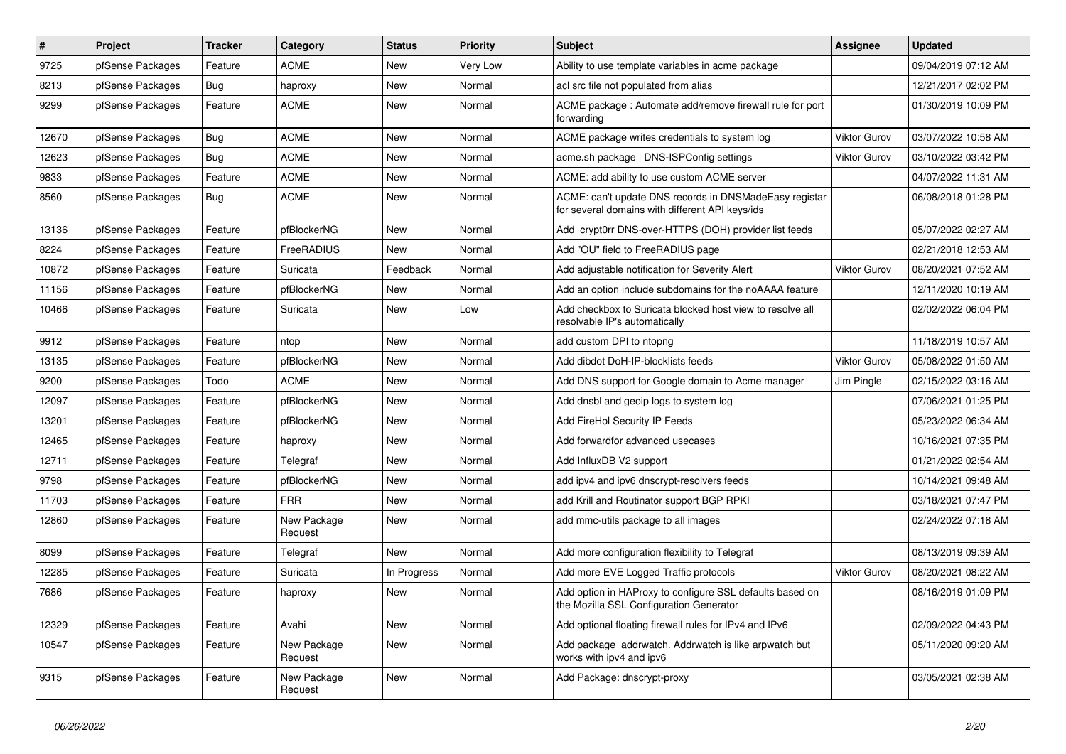| # | Project | Tracker | Category | Status | Priority | Subject | Assignee | Updated |
|---|---|---|---|---|---|---|---|---|
| 9725 | pfSense Packages | Feature | ACME | New | Very Low | Ability to use template variables in acme package | | 09/04/2019 07:12 AM |
| 8213 | pfSense Packages | Bug | haproxy | New | Normal | acl src file not populated from alias | | 12/21/2017 02:02 PM |
| 9299 | pfSense Packages | Feature | ACME | New | Normal | ACME package : Automate add/remove firewall rule for port forwarding | | 01/30/2019 10:09 PM |
| 12670 | pfSense Packages | Bug | ACME | New | Normal | ACME package writes credentials to system log | Viktor Gurov | 03/07/2022 10:58 AM |
| 12623 | pfSense Packages | Bug | ACME | New | Normal | acme.sh package \| DNS-ISPConfig settings | Viktor Gurov | 03/10/2022 03:42 PM |
| 9833 | pfSense Packages | Feature | ACME | New | Normal | ACME: add ability to use custom ACME server | | 04/07/2022 11:31 AM |
| 8560 | pfSense Packages | Bug | ACME | New | Normal | ACME: can't update DNS records in DNSMadeEasy registar for several domains with different API keys/ids | | 06/08/2018 01:28 PM |
| 13136 | pfSense Packages | Feature | pfBlockerNG | New | Normal | Add crypt0rr DNS-over-HTTPS (DOH) provider list feeds | | 05/07/2022 02:27 AM |
| 8224 | pfSense Packages | Feature | FreeRADIUS | New | Normal | Add "OU" field to FreeRADIUS page | | 02/21/2018 12:53 AM |
| 10872 | pfSense Packages | Feature | Suricata | Feedback | Normal | Add adjustable notification for Severity Alert | Viktor Gurov | 08/20/2021 07:52 AM |
| 11156 | pfSense Packages | Feature | pfBlockerNG | New | Normal | Add an option include subdomains for the noAAAA feature | | 12/11/2020 10:19 AM |
| 10466 | pfSense Packages | Feature | Suricata | New | Low | Add checkbox to Suricata blocked host view to resolve all resolvable IP's automatically | | 02/02/2022 06:04 PM |
| 9912 | pfSense Packages | Feature | ntop | New | Normal | add custom DPI to ntopng | | 11/18/2019 10:57 AM |
| 13135 | pfSense Packages | Feature | pfBlockerNG | New | Normal | Add dibdot DoH-IP-blocklists feeds | Viktor Gurov | 05/08/2022 01:50 AM |
| 9200 | pfSense Packages | Todo | ACME | New | Normal | Add DNS support for Google domain to Acme manager | Jim Pingle | 02/15/2022 03:16 AM |
| 12097 | pfSense Packages | Feature | pfBlockerNG | New | Normal | Add dnsbl and geoip logs to system log | | 07/06/2021 01:25 PM |
| 13201 | pfSense Packages | Feature | pfBlockerNG | New | Normal | Add FireHol Security IP Feeds | | 05/23/2022 06:34 AM |
| 12465 | pfSense Packages | Feature | haproxy | New | Normal | Add forwardfor advanced usecases | | 10/16/2021 07:35 PM |
| 12711 | pfSense Packages | Feature | Telegraf | New | Normal | Add InfluxDB V2 support | | 01/21/2022 02:54 AM |
| 9798 | pfSense Packages | Feature | pfBlockerNG | New | Normal | add ipv4 and ipv6 dnscrypt-resolvers feeds | | 10/14/2021 09:48 AM |
| 11703 | pfSense Packages | Feature | FRR | New | Normal | add Krill and Routinator support BGP RPKI | | 03/18/2021 07:47 PM |
| 12860 | pfSense Packages | Feature | New Package Request | New | Normal | add mmc-utils package to all images | | 02/24/2022 07:18 AM |
| 8099 | pfSense Packages | Feature | Telegraf | New | Normal | Add more configuration flexibility to Telegraf | | 08/13/2019 09:39 AM |
| 12285 | pfSense Packages | Feature | Suricata | In Progress | Normal | Add more EVE Logged Traffic protocols | Viktor Gurov | 08/20/2021 08:22 AM |
| 7686 | pfSense Packages | Feature | haproxy | New | Normal | Add option in HAProxy to configure SSL defaults based on the Mozilla SSL Configuration Generator | | 08/16/2019 01:09 PM |
| 12329 | pfSense Packages | Feature | Avahi | New | Normal | Add optional floating firewall rules for IPv4 and IPv6 | | 02/09/2022 04:43 PM |
| 10547 | pfSense Packages | Feature | New Package Request | New | Normal | Add package addrwatch. Addrwatch is like arpwatch but works with ipv4 and ipv6 | | 05/11/2020 09:20 AM |
| 9315 | pfSense Packages | Feature | New Package Request | New | Normal | Add Package: dnscrypt-proxy | | 03/05/2021 02:38 AM |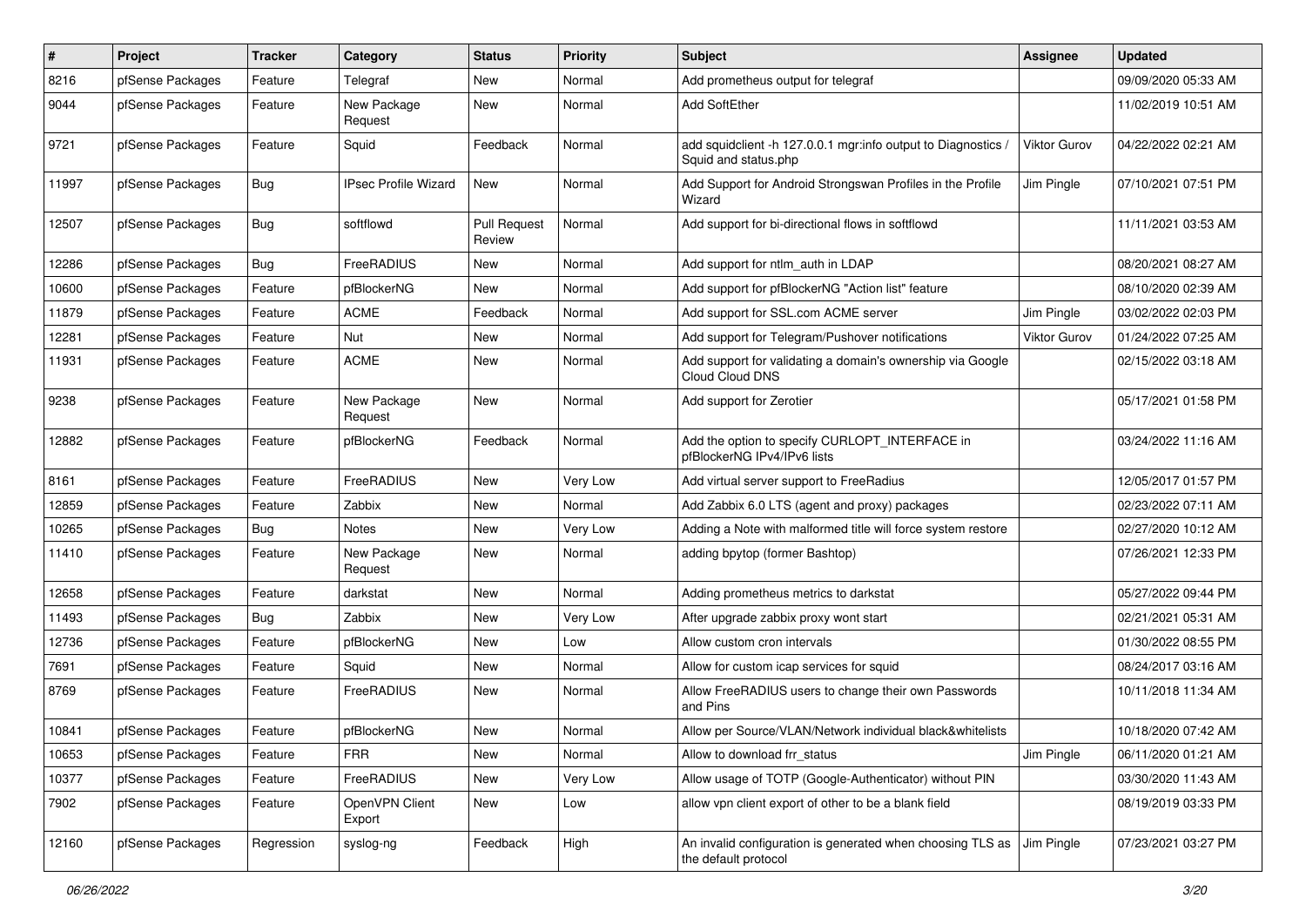| # | Project | Tracker | Category | Status | Priority | Subject | Assignee | Updated |
|---|---|---|---|---|---|---|---|---|
| 8216 | pfSense Packages | Feature | Telegraf | New | Normal | Add prometheus output for telegraf | | 09/09/2020 05:33 AM |
| 9044 | pfSense Packages | Feature | New Package Request | New | Normal | Add SoftEther | | 11/02/2019 10:51 AM |
| 9721 | pfSense Packages | Feature | Squid | Feedback | Normal | add squidclient -h 127.0.0.1 mgr:info output to Diagnostics / Squid and status.php | Viktor Gurov | 04/22/2022 02:21 AM |
| 11997 | pfSense Packages | Bug | IPsec Profile Wizard | New | Normal | Add Support for Android Strongswan Profiles in the Profile Wizard | Jim Pingle | 07/10/2021 07:51 PM |
| 12507 | pfSense Packages | Bug | softflowd | Pull Request Review | Normal | Add support for bi-directional flows in softflowd | | 11/11/2021 03:53 AM |
| 12286 | pfSense Packages | Bug | FreeRADIUS | New | Normal | Add support for ntlm_auth in LDAP | | 08/20/2021 08:27 AM |
| 10600 | pfSense Packages | Feature | pfBlockerNG | New | Normal | Add support for pfBlockerNG "Action list" feature | | 08/10/2020 02:39 AM |
| 11879 | pfSense Packages | Feature | ACME | Feedback | Normal | Add support for SSL.com ACME server | Jim Pingle | 03/02/2022 02:03 PM |
| 12281 | pfSense Packages | Feature | Nut | New | Normal | Add support for Telegram/Pushover notifications | Viktor Gurov | 01/24/2022 07:25 AM |
| 11931 | pfSense Packages | Feature | ACME | New | Normal | Add support for validating a domain's ownership via Google Cloud Cloud DNS | | 02/15/2022 03:18 AM |
| 9238 | pfSense Packages | Feature | New Package Request | New | Normal | Add support for Zerotier | | 05/17/2021 01:58 PM |
| 12882 | pfSense Packages | Feature | pfBlockerNG | Feedback | Normal | Add the option to specify CURLOPT_INTERFACE in pfBlockerNG IPv4/IPv6 lists | | 03/24/2022 11:16 AM |
| 8161 | pfSense Packages | Feature | FreeRADIUS | New | Very Low | Add virtual server support to FreeRadius | | 12/05/2017 01:57 PM |
| 12859 | pfSense Packages | Feature | Zabbix | New | Normal | Add Zabbix 6.0 LTS (agent and proxy) packages | | 02/23/2022 07:11 AM |
| 10265 | pfSense Packages | Bug | Notes | New | Very Low | Adding a Note with malformed title will force system restore | | 02/27/2020 10:12 AM |
| 11410 | pfSense Packages | Feature | New Package Request | New | Normal | adding bpytop (former Bashtop) | | 07/26/2021 12:33 PM |
| 12658 | pfSense Packages | Feature | darkstat | New | Normal | Adding prometheus metrics to darkstat | | 05/27/2022 09:44 PM |
| 11493 | pfSense Packages | Bug | Zabbix | New | Very Low | After upgrade zabbix proxy wont start | | 02/21/2021 05:31 AM |
| 12736 | pfSense Packages | Feature | pfBlockerNG | New | Low | Allow custom cron intervals | | 01/30/2022 08:55 PM |
| 7691 | pfSense Packages | Feature | Squid | New | Normal | Allow for custom icap services for squid | | 08/24/2017 03:16 AM |
| 8769 | pfSense Packages | Feature | FreeRADIUS | New | Normal | Allow FreeRADIUS users to change their own Passwords and Pins | | 10/11/2018 11:34 AM |
| 10841 | pfSense Packages | Feature | pfBlockerNG | New | Normal | Allow per Source/VLAN/Network individual black&whitelists | | 10/18/2020 07:42 AM |
| 10653 | pfSense Packages | Feature | FRR | New | Normal | Allow to download frr_status | Jim Pingle | 06/11/2020 01:21 AM |
| 10377 | pfSense Packages | Feature | FreeRADIUS | New | Very Low | Allow usage of TOTP (Google-Authenticator) without PIN | | 03/30/2020 11:43 AM |
| 7902 | pfSense Packages | Feature | OpenVPN Client Export | New | Low | allow vpn client export of other to be a blank field | | 08/19/2019 03:33 PM |
| 12160 | pfSense Packages | Regression | syslog-ng | Feedback | High | An invalid configuration is generated when choosing TLS as the default protocol | Jim Pingle | 07/23/2021 03:27 PM |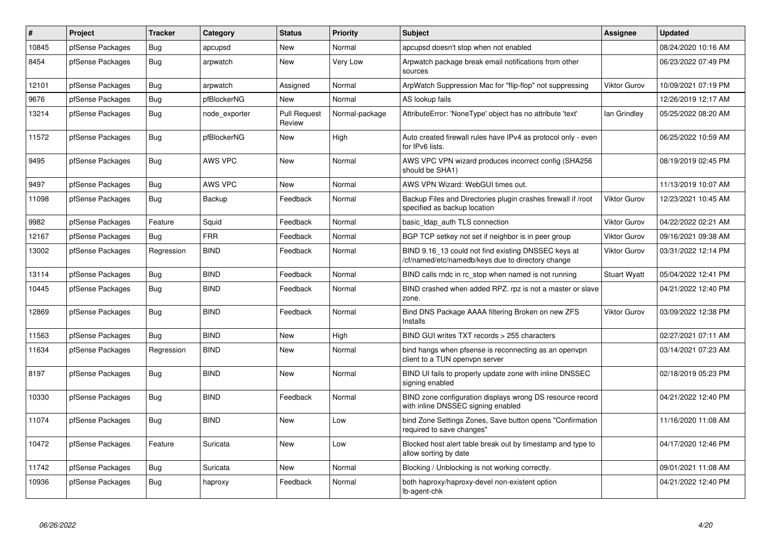| # | Project | Tracker | Category | Status | Priority | Subject | Assignee | Updated |
|---|---|---|---|---|---|---|---|---|
| 10845 | pfSense Packages | Bug | apcupsd | New | Normal | apcupsd doesn't stop when not enabled | | 08/24/2020 10:16 AM |
| 8454 | pfSense Packages | Bug | arpwatch | New | Very Low | Arpwatch package break email notifications from other sources | | 06/23/2022 07:49 PM |
| 12101 | pfSense Packages | Bug | arpwatch | Assigned | Normal | ArpWatch Suppression Mac for "flip-flop" not suppressing | Viktor Gurov | 10/09/2021 07:19 PM |
| 9676 | pfSense Packages | Bug | pfBlockerNG | New | Normal | AS lookup fails | | 12/26/2019 12:17 AM |
| 13214 | pfSense Packages | Bug | node_exporter | Pull Request Review | Normal-package | AttributeError: 'NoneType' object has no attribute 'text' | Ian Grindley | 05/25/2022 08:20 AM |
| 11572 | pfSense Packages | Bug | pfBlockerNG | New | High | Auto created firewall rules have IPv4 as protocol only - even for IPv6 lists. | | 06/25/2022 10:59 AM |
| 9495 | pfSense Packages | Bug | AWS VPC | New | Normal | AWS VPC VPN wizard produces incorrect config (SHA256 should be SHA1) | | 08/19/2019 02:45 PM |
| 9497 | pfSense Packages | Bug | AWS VPC | New | Normal | AWS VPN Wizard: WebGUI times out. | | 11/13/2019 10:07 AM |
| 11098 | pfSense Packages | Bug | Backup | Feedback | Normal | Backup Files and Directories plugin crashes firewall if /root specified as backup location | Viktor Gurov | 12/23/2021 10:45 AM |
| 9982 | pfSense Packages | Feature | Squid | Feedback | Normal | basic_ldap_auth TLS connection | Viktor Gurov | 04/22/2022 02:21 AM |
| 12167 | pfSense Packages | Bug | FRR | Feedback | Normal | BGP TCP setkey not set if neighbor is in peer group | Viktor Gurov | 09/16/2021 09:38 AM |
| 13002 | pfSense Packages | Regression | BIND | Feedback | Normal | BIND 9.16_13 could not find existing DNSSEC keys at /cf/named/etc/namedb/keys due to directory change | Viktor Gurov | 03/31/2022 12:14 PM |
| 13114 | pfSense Packages | Bug | BIND | Feedback | Normal | BIND calls rndc in rc_stop when named is not running | Stuart Wyatt | 05/04/2022 12:41 PM |
| 10445 | pfSense Packages | Bug | BIND | Feedback | Normal | BIND crashed when added RPZ. rpz is not a master or slave zone. | | 04/21/2022 12:40 PM |
| 12869 | pfSense Packages | Bug | BIND | Feedback | Normal | Bind DNS Package AAAA filtering Broken on new ZFS Installs | Viktor Gurov | 03/09/2022 12:38 PM |
| 11563 | pfSense Packages | Bug | BIND | New | High | BIND GUI writes TXT records > 255 characters | | 02/27/2021 07:11 AM |
| 11634 | pfSense Packages | Regression | BIND | New | Normal | bind hangs when pfsense is reconnecting as an openvpn client to a TUN openvpn server | | 03/14/2021 07:23 AM |
| 8197 | pfSense Packages | Bug | BIND | New | Normal | BIND UI fails to properly update zone with inline DNSSEC signing enabled | | 02/18/2019 05:23 PM |
| 10330 | pfSense Packages | Bug | BIND | Feedback | Normal | BIND zone configuration displays wrong DS resource record with inline DNSSEC signing enabled | | 04/21/2022 12:40 PM |
| 11074 | pfSense Packages | Bug | BIND | New | Low | bind Zone Settings Zones, Save button opens "Confirmation required to save changes" | | 11/16/2020 11:08 AM |
| 10472 | pfSense Packages | Feature | Suricata | New | Low | Blocked host alert table break out by timestamp and type to allow sorting by date | | 04/17/2020 12:46 PM |
| 11742 | pfSense Packages | Bug | Suricata | New | Normal | Blocking / Unblocking is not working correctly. | | 09/01/2021 11:08 AM |
| 10936 | pfSense Packages | Bug | haproxy | Feedback | Normal | both haproxy/haproxy-devel non-existent option lb-agent-chk | | 04/21/2022 12:40 PM |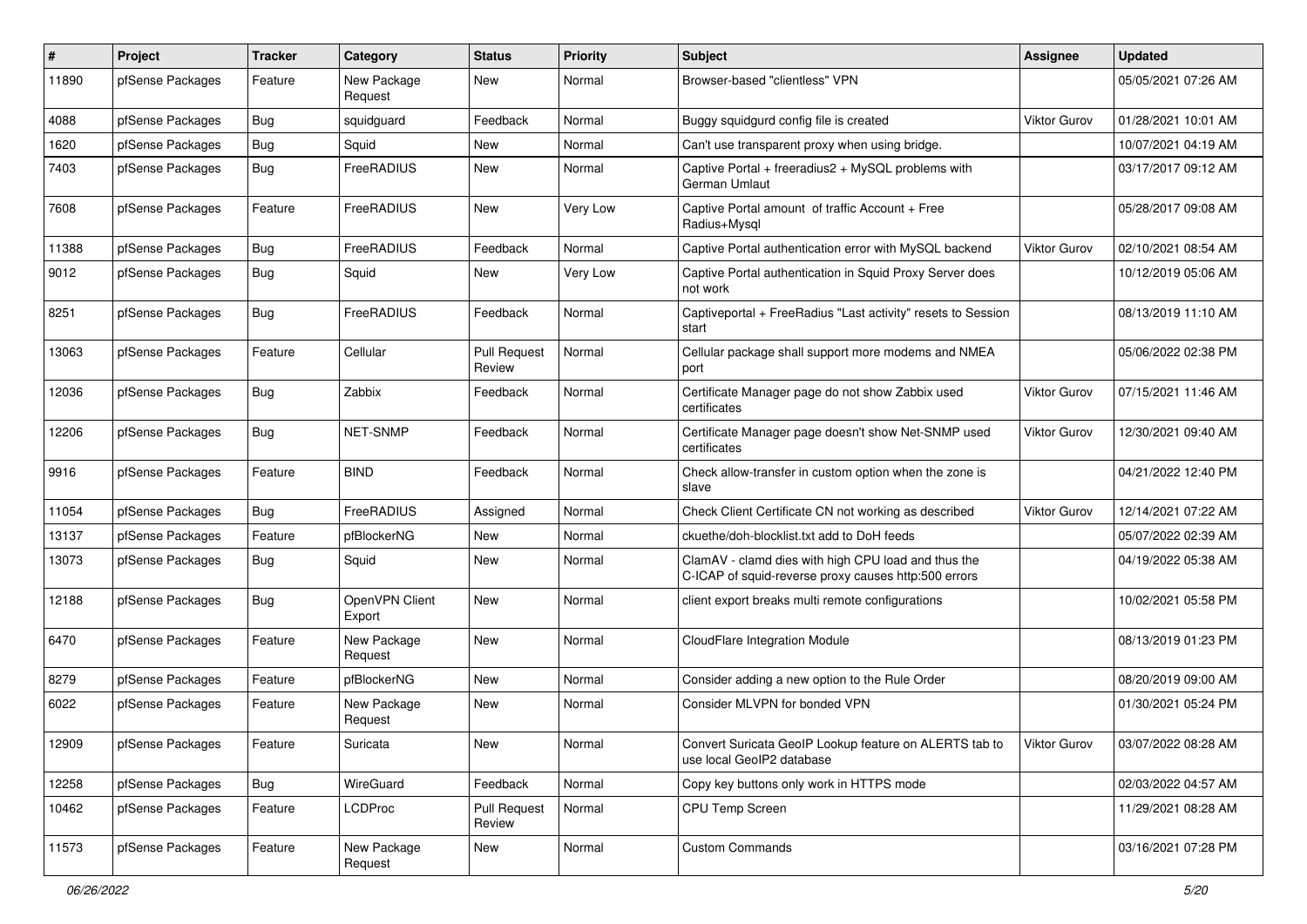| # | Project | Tracker | Category | Status | Priority | Subject | Assignee | Updated |
|---|---|---|---|---|---|---|---|---|
| 11890 | pfSense Packages | Feature | New Package Request | New | Normal | Browser-based "clientless" VPN | | 05/05/2021 07:26 AM |
| 4088 | pfSense Packages | Bug | squidguard | Feedback | Normal | Buggy squidgurd config file is created | Viktor Gurov | 01/28/2021 10:01 AM |
| 1620 | pfSense Packages | Bug | Squid | New | Normal | Can't use transparent proxy when using bridge. | | 10/07/2021 04:19 AM |
| 7403 | pfSense Packages | Bug | FreeRADIUS | New | Normal | Captive Portal + freeradius2 + MySQL problems with German Umlaut | | 03/17/2017 09:12 AM |
| 7608 | pfSense Packages | Feature | FreeRADIUS | New | Very Low | Captive Portal amount of traffic Account + Free Radius+Mysql | | 05/28/2017 09:08 AM |
| 11388 | pfSense Packages | Bug | FreeRADIUS | Feedback | Normal | Captive Portal authentication error with MySQL backend | Viktor Gurov | 02/10/2021 08:54 AM |
| 9012 | pfSense Packages | Bug | Squid | New | Very Low | Captive Portal authentication in Squid Proxy Server does not work | | 10/12/2019 05:06 AM |
| 8251 | pfSense Packages | Bug | FreeRADIUS | Feedback | Normal | Captiveportal + FreeRadius "Last activity" resets to Session start | | 08/13/2019 11:10 AM |
| 13063 | pfSense Packages | Feature | Cellular | Pull Request Review | Normal | Cellular package shall support more modems and NMEA port | | 05/06/2022 02:38 PM |
| 12036 | pfSense Packages | Bug | Zabbix | Feedback | Normal | Certificate Manager page do not show Zabbix used certificates | Viktor Gurov | 07/15/2021 11:46 AM |
| 12206 | pfSense Packages | Bug | NET-SNMP | Feedback | Normal | Certificate Manager page doesn't show Net-SNMP used certificates | Viktor Gurov | 12/30/2021 09:40 AM |
| 9916 | pfSense Packages | Feature | BIND | Feedback | Normal | Check allow-transfer in custom option when the zone is slave | | 04/21/2022 12:40 PM |
| 11054 | pfSense Packages | Bug | FreeRADIUS | Assigned | Normal | Check Client Certificate CN not working as described | Viktor Gurov | 12/14/2021 07:22 AM |
| 13137 | pfSense Packages | Feature | pfBlockerNG | New | Normal | ckuethe/doh-blocklist.txt add to DoH feeds | | 05/07/2022 02:39 AM |
| 13073 | pfSense Packages | Bug | Squid | New | Normal | ClamAV - clamd dies with high CPU load and thus the C-ICAP of squid-reverse proxy causes http:500 errors | | 04/19/2022 05:38 AM |
| 12188 | pfSense Packages | Bug | OpenVPN Client Export | New | Normal | client export breaks multi remote configurations | | 10/02/2021 05:58 PM |
| 6470 | pfSense Packages | Feature | New Package Request | New | Normal | CloudFlare Integration Module | | 08/13/2019 01:23 PM |
| 8279 | pfSense Packages | Feature | pfBlockerNG | New | Normal | Consider adding a new option to the Rule Order | | 08/20/2019 09:00 AM |
| 6022 | pfSense Packages | Feature | New Package Request | New | Normal | Consider MLVPN for bonded VPN | | 01/30/2021 05:24 PM |
| 12909 | pfSense Packages | Feature | Suricata | New | Normal | Convert Suricata GeoIP Lookup feature on ALERTS tab to use local GeoIP2 database | Viktor Gurov | 03/07/2022 08:28 AM |
| 12258 | pfSense Packages | Bug | WireGuard | Feedback | Normal | Copy key buttons only work in HTTPS mode | | 02/03/2022 04:57 AM |
| 10462 | pfSense Packages | Feature | LCDProc | Pull Request Review | Normal | CPU Temp Screen | | 11/29/2021 08:28 AM |
| 11573 | pfSense Packages | Feature | New Package Request | New | Normal | Custom Commands | | 03/16/2021 07:28 PM |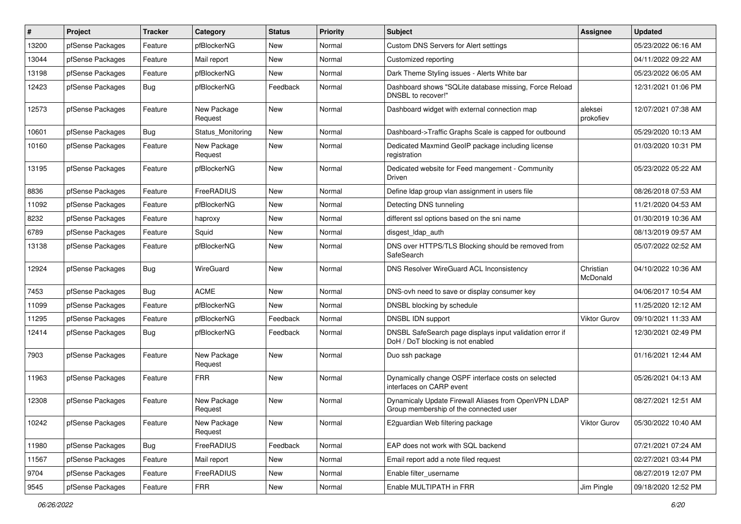| # | Project | Tracker | Category | Status | Priority | Subject | Assignee | Updated |
|---|---|---|---|---|---|---|---|---|
| 13200 | pfSense Packages | Feature | pfBlockerNG | New | Normal | Custom DNS Servers for Alert settings | | 05/23/2022 06:16 AM |
| 13044 | pfSense Packages | Feature | Mail report | New | Normal | Customized reporting | | 04/11/2022 09:22 AM |
| 13198 | pfSense Packages | Feature | pfBlockerNG | New | Normal | Dark Theme Styling issues - Alerts White bar | | 05/23/2022 06:05 AM |
| 12423 | pfSense Packages | Bug | pfBlockerNG | Feedback | Normal | Dashboard shows "SQLite database missing, Force Reload DNSBL to recover!" | | 12/31/2021 01:06 PM |
| 12573 | pfSense Packages | Feature | New Package Request | New | Normal | Dashboard widget with external connection map | aleksei prokofiev | 12/07/2021 07:38 AM |
| 10601 | pfSense Packages | Bug | Status_Monitoring | New | Normal | Dashboard->Traffic Graphs Scale is capped for outbound | | 05/29/2020 10:13 AM |
| 10160 | pfSense Packages | Feature | New Package Request | New | Normal | Dedicated Maxmind GeoIP package including license registration | | 01/03/2020 10:31 PM |
| 13195 | pfSense Packages | Feature | pfBlockerNG | New | Normal | Dedicated website for Feed mangement - Community Driven | | 05/23/2022 05:22 AM |
| 8836 | pfSense Packages | Feature | FreeRADIUS | New | Normal | Define ldap group vlan assignment in users file | | 08/26/2018 07:53 AM |
| 11092 | pfSense Packages | Feature | pfBlockerNG | New | Normal | Detecting DNS tunneling | | 11/21/2020 04:53 AM |
| 8232 | pfSense Packages | Feature | haproxy | New | Normal | different ssl options based on the sni name | | 01/30/2019 10:36 AM |
| 6789 | pfSense Packages | Feature | Squid | New | Normal | disgest_ldap_auth | | 08/13/2019 09:57 AM |
| 13138 | pfSense Packages | Feature | pfBlockerNG | New | Normal | DNS over HTTPS/TLS Blocking should be removed from SafeSearch | | 05/07/2022 02:52 AM |
| 12924 | pfSense Packages | Bug | WireGuard | New | Normal | DNS Resolver WireGuard ACL Inconsistency | Christian McDonald | 04/10/2022 10:36 AM |
| 7453 | pfSense Packages | Bug | ACME | New | Normal | DNS-ovh need to save or display consumer key | | 04/06/2017 10:54 AM |
| 11099 | pfSense Packages | Feature | pfBlockerNG | New | Normal | DNSBL blocking by schedule | | 11/25/2020 12:12 AM |
| 11295 | pfSense Packages | Feature | pfBlockerNG | Feedback | Normal | DNSBL IDN support | Viktor Gurov | 09/10/2021 11:33 AM |
| 12414 | pfSense Packages | Bug | pfBlockerNG | Feedback | Normal | DNSBL SafeSearch page displays input validation error if DoH / DoT blocking is not enabled | | 12/30/2021 02:49 PM |
| 7903 | pfSense Packages | Feature | New Package Request | New | Normal | Duo ssh package | | 01/16/2021 12:44 AM |
| 11963 | pfSense Packages | Feature | FRR | New | Normal | Dynamically change OSPF interface costs on selected interfaces on CARP event | | 05/26/2021 04:13 AM |
| 12308 | pfSense Packages | Feature | New Package Request | New | Normal | Dynamicaly Update Firewall Aliases from OpenVPN LDAP Group membership of the connected user | | 08/27/2021 12:51 AM |
| 10242 | pfSense Packages | Feature | New Package Request | New | Normal | E2guardian Web filtering package | Viktor Gurov | 05/30/2022 10:40 AM |
| 11980 | pfSense Packages | Bug | FreeRADIUS | Feedback | Normal | EAP does not work with SQL backend | | 07/21/2021 07:24 AM |
| 11567 | pfSense Packages | Feature | Mail report | New | Normal | Email report add a note filed request | | 02/27/2021 03:44 PM |
| 9704 | pfSense Packages | Feature | FreeRADIUS | New | Normal | Enable filter_username | | 08/27/2019 12:07 PM |
| 9545 | pfSense Packages | Feature | FRR | New | Normal | Enable MULTIPATH in FRR | Jim Pingle | 09/18/2020 12:52 PM |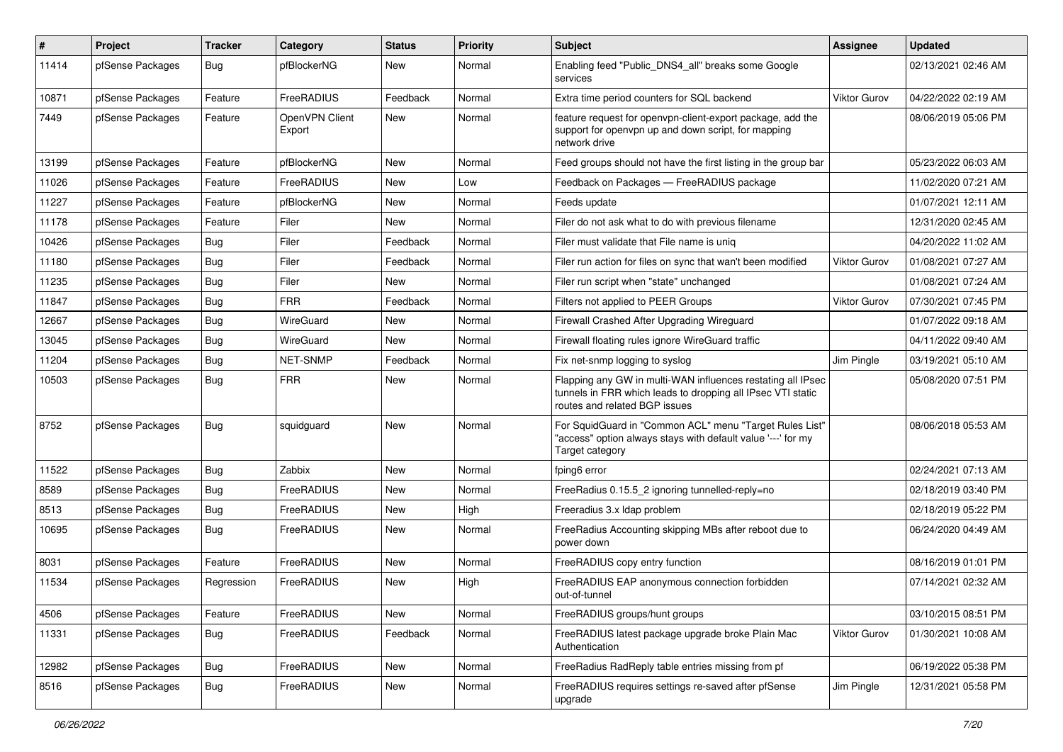| # | Project | Tracker | Category | Status | Priority | Subject | Assignee | Updated |
|---|---|---|---|---|---|---|---|---|
| 11414 | pfSense Packages | Bug | pfBlockerNG | New | Normal | Enabling feed "Public_DNS4_all" breaks some Google services | | 02/13/2021 02:46 AM |
| 10871 | pfSense Packages | Feature | FreeRADIUS | Feedback | Normal | Extra time period counters for SQL backend | Viktor Gurov | 04/22/2022 02:19 AM |
| 7449 | pfSense Packages | Feature | OpenVPN Client Export | New | Normal | feature request for openvpn-client-export package, add the support for openvpn up and down script, for mapping network drive | | 08/06/2019 05:06 PM |
| 13199 | pfSense Packages | Feature | pfBlockerNG | New | Normal | Feed groups should not have the first listing in the group bar | | 05/23/2022 06:03 AM |
| 11026 | pfSense Packages | Feature | FreeRADIUS | New | Low | Feedback on Packages — FreeRADIUS package | | 11/02/2020 07:21 AM |
| 11227 | pfSense Packages | Feature | pfBlockerNG | New | Normal | Feeds update | | 01/07/2021 12:11 AM |
| 11178 | pfSense Packages | Feature | Filer | New | Normal | Filer do not ask what to do with previous filename | | 12/31/2020 02:45 AM |
| 10426 | pfSense Packages | Bug | Filer | Feedback | Normal | Filer must validate that File name is uniq | | 04/20/2022 11:02 AM |
| 11180 | pfSense Packages | Bug | Filer | Feedback | Normal | Filer run action for files on sync that wan't been modified | Viktor Gurov | 01/08/2021 07:27 AM |
| 11235 | pfSense Packages | Bug | Filer | New | Normal | Filer run script when "state" unchanged | | 01/08/2021 07:24 AM |
| 11847 | pfSense Packages | Bug | FRR | Feedback | Normal | Filters not applied to PEER Groups | Viktor Gurov | 07/30/2021 07:45 PM |
| 12667 | pfSense Packages | Bug | WireGuard | New | Normal | Firewall Crashed After Upgrading Wireguard | | 01/07/2022 09:18 AM |
| 13045 | pfSense Packages | Bug | WireGuard | New | Normal | Firewall floating rules ignore WireGuard traffic | | 04/11/2022 09:40 AM |
| 11204 | pfSense Packages | Bug | NET-SNMP | Feedback | Normal | Fix net-snmp logging to syslog | Jim Pingle | 03/19/2021 05:10 AM |
| 10503 | pfSense Packages | Bug | FRR | New | Normal | Flapping any GW in multi-WAN influences restating all IPsec tunnels in FRR which leads to dropping all IPsec VTI static routes and related BGP issues | | 05/08/2020 07:51 PM |
| 8752 | pfSense Packages | Bug | squidguard | New | Normal | For SquidGuard in "Common ACL" menu "Target Rules List" "access" option always stays with default value '---' for my Target category | | 08/06/2018 05:53 AM |
| 11522 | pfSense Packages | Bug | Zabbix | New | Normal | fping6 error | | 02/24/2021 07:13 AM |
| 8589 | pfSense Packages | Bug | FreeRADIUS | New | Normal | FreeRadius 0.15.5_2 ignoring tunnelled-reply=no | | 02/18/2019 03:40 PM |
| 8513 | pfSense Packages | Bug | FreeRADIUS | New | High | Freeradius 3.x ldap problem | | 02/18/2019 05:22 PM |
| 10695 | pfSense Packages | Bug | FreeRADIUS | New | Normal | FreeRadius Accounting skipping MBs after reboot due to power down | | 06/24/2020 04:49 AM |
| 8031 | pfSense Packages | Feature | FreeRADIUS | New | Normal | FreeRADIUS copy entry function | | 08/16/2019 01:01 PM |
| 11534 | pfSense Packages | Regression | FreeRADIUS | New | High | FreeRADIUS EAP anonymous connection forbidden out-of-tunnel | | 07/14/2021 02:32 AM |
| 4506 | pfSense Packages | Feature | FreeRADIUS | New | Normal | FreeRADIUS groups/hunt groups | | 03/10/2015 08:51 PM |
| 11331 | pfSense Packages | Bug | FreeRADIUS | Feedback | Normal | FreeRADIUS latest package upgrade broke Plain Mac Authentication | Viktor Gurov | 01/30/2021 10:08 AM |
| 12982 | pfSense Packages | Bug | FreeRADIUS | New | Normal | FreeRadius RadReply table entries missing from pf | | 06/19/2022 05:38 PM |
| 8516 | pfSense Packages | Bug | FreeRADIUS | New | Normal | FreeRADIUS requires settings re-saved after pfSense upgrade | Jim Pingle | 12/31/2021 05:58 PM |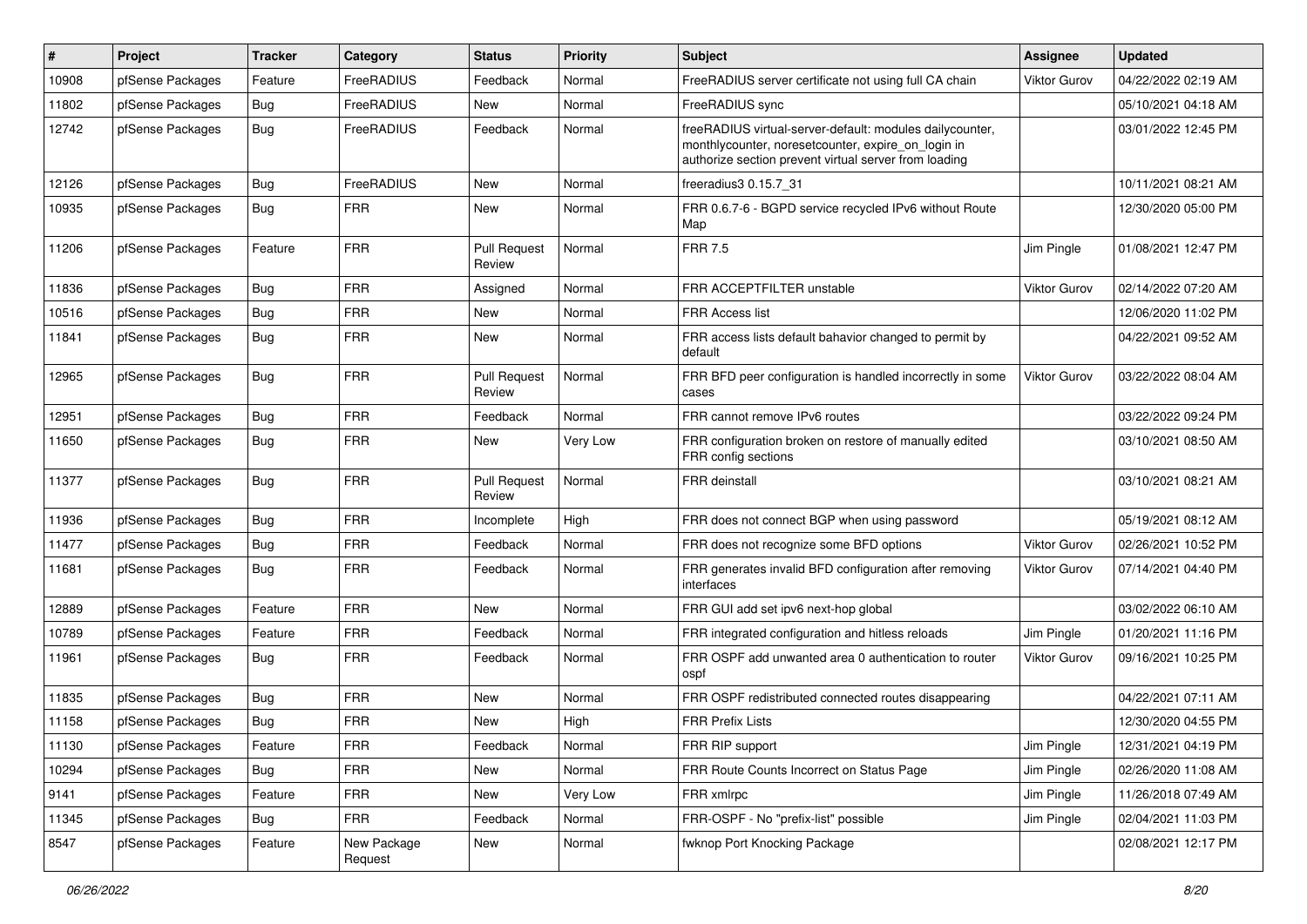| # | Project | Tracker | Category | Status | Priority | Subject | Assignee | Updated |
|---|---|---|---|---|---|---|---|---|
| 10908 | pfSense Packages | Feature | FreeRADIUS | Feedback | Normal | FreeRADIUS server certificate not using full CA chain | Viktor Gurov | 04/22/2022 02:19 AM |
| 11802 | pfSense Packages | Bug | FreeRADIUS | New | Normal | FreeRADIUS sync | | 05/10/2021 04:18 AM |
| 12742 | pfSense Packages | Bug | FreeRADIUS | Feedback | Normal | freeRADIUS virtual-server-default: modules dailycounter, monthlycounter, noresetcounter, expire_on_login in authorize section prevent virtual server from loading | | 03/01/2022 12:45 PM |
| 12126 | pfSense Packages | Bug | FreeRADIUS | New | Normal | freeradius3 0.15.7_31 | | 10/11/2021 08:21 AM |
| 10935 | pfSense Packages | Bug | FRR | New | Normal | FRR 0.6.7-6 - BGPD service recycled IPv6 without Route Map | | 12/30/2020 05:00 PM |
| 11206 | pfSense Packages | Feature | FRR | Pull Request Review | Normal | FRR 7.5 | Jim Pingle | 01/08/2021 12:47 PM |
| 11836 | pfSense Packages | Bug | FRR | Assigned | Normal | FRR ACCEPTFILTER unstable | Viktor Gurov | 02/14/2022 07:20 AM |
| 10516 | pfSense Packages | Bug | FRR | New | Normal | FRR Access list | | 12/06/2020 11:02 PM |
| 11841 | pfSense Packages | Bug | FRR | New | Normal | FRR access lists default bahavior changed to permit by default | | 04/22/2021 09:52 AM |
| 12965 | pfSense Packages | Bug | FRR | Pull Request Review | Normal | FRR BFD peer configuration is handled incorrectly in some cases | Viktor Gurov | 03/22/2022 08:04 AM |
| 12951 | pfSense Packages | Bug | FRR | Feedback | Normal | FRR cannot remove IPv6 routes | | 03/22/2022 09:24 PM |
| 11650 | pfSense Packages | Bug | FRR | New | Very Low | FRR configuration broken on restore of manually edited FRR config sections | | 03/10/2021 08:50 AM |
| 11377 | pfSense Packages | Bug | FRR | Pull Request Review | Normal | FRR deinstall | | 03/10/2021 08:21 AM |
| 11936 | pfSense Packages | Bug | FRR | Incomplete | High | FRR does not connect BGP when using password | | 05/19/2021 08:12 AM |
| 11477 | pfSense Packages | Bug | FRR | Feedback | Normal | FRR does not recognize some BFD options | Viktor Gurov | 02/26/2021 10:52 PM |
| 11681 | pfSense Packages | Bug | FRR | Feedback | Normal | FRR generates invalid BFD configuration after removing interfaces | Viktor Gurov | 07/14/2021 04:40 PM |
| 12889 | pfSense Packages | Feature | FRR | New | Normal | FRR GUI add set ipv6 next-hop global | | 03/02/2022 06:10 AM |
| 10789 | pfSense Packages | Feature | FRR | Feedback | Normal | FRR integrated configuration and hitless reloads | Jim Pingle | 01/20/2021 11:16 PM |
| 11961 | pfSense Packages | Bug | FRR | Feedback | Normal | FRR OSPF add unwanted area 0 authentication to router ospf | Viktor Gurov | 09/16/2021 10:25 PM |
| 11835 | pfSense Packages | Bug | FRR | New | Normal | FRR OSPF redistributed connected routes disappearing | | 04/22/2021 07:11 AM |
| 11158 | pfSense Packages | Bug | FRR | New | High | FRR Prefix Lists | | 12/30/2020 04:55 PM |
| 11130 | pfSense Packages | Feature | FRR | Feedback | Normal | FRR RIP support | Jim Pingle | 12/31/2021 04:19 PM |
| 10294 | pfSense Packages | Bug | FRR | New | Normal | FRR Route Counts Incorrect on Status Page | Jim Pingle | 02/26/2020 11:08 AM |
| 9141 | pfSense Packages | Feature | FRR | New | Very Low | FRR xmlrpc | Jim Pingle | 11/26/2018 07:49 AM |
| 11345 | pfSense Packages | Bug | FRR | Feedback | Normal | FRR-OSPF - No "prefix-list" possible | Jim Pingle | 02/04/2021 11:03 PM |
| 8547 | pfSense Packages | Feature | New Package Request | New | Normal | fwknop Port Knocking Package | | 02/08/2021 12:17 PM |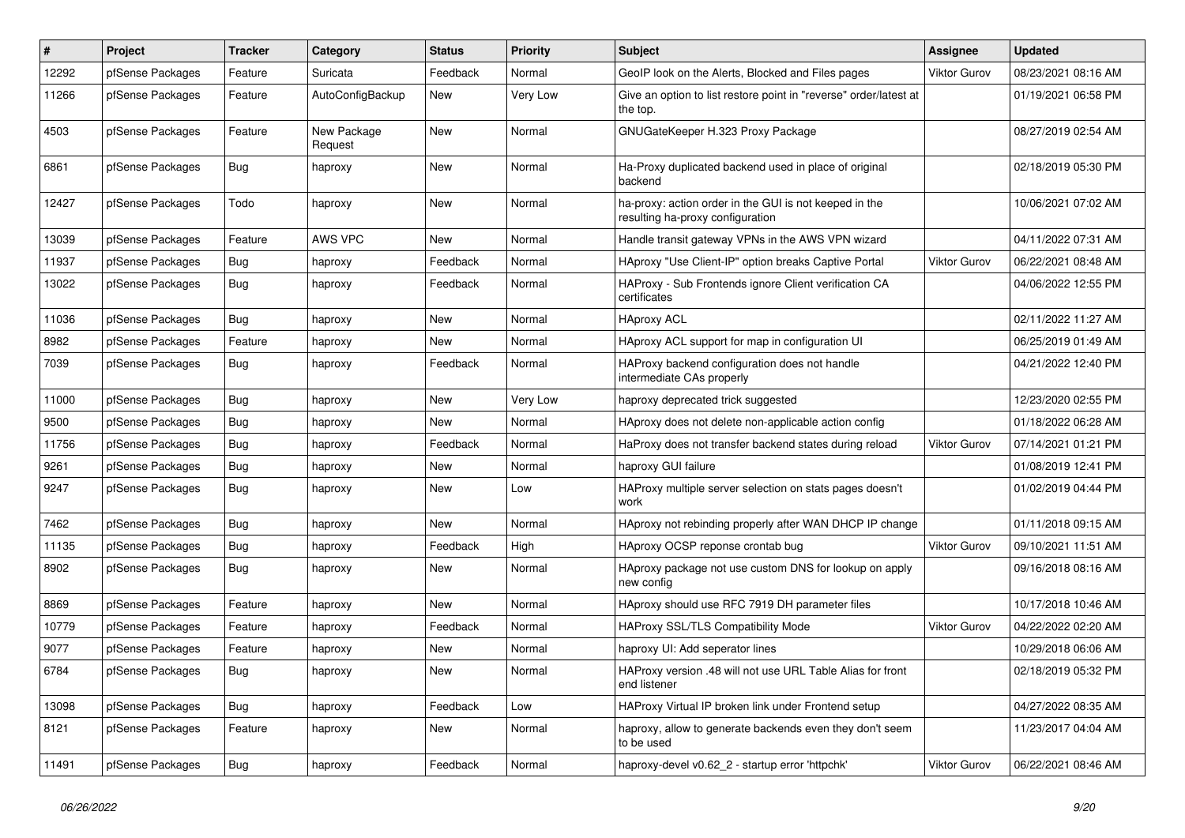| # | Project | Tracker | Category | Status | Priority | Subject | Assignee | Updated |
|---|---|---|---|---|---|---|---|---|
| 12292 | pfSense Packages | Feature | Suricata | Feedback | Normal | GeoIP look on the Alerts, Blocked and Files pages | Viktor Gurov | 08/23/2021 08:16 AM |
| 11266 | pfSense Packages | Feature | AutoConfigBackup | New | Very Low | Give an option to list restore point in "reverse" order/latest at the top. | | 01/19/2021 06:58 PM |
| 4503 | pfSense Packages | Feature | New Package Request | New | Normal | GNUGateKeeper H.323 Proxy Package | | 08/27/2019 02:54 AM |
| 6861 | pfSense Packages | Bug | haproxy | New | Normal | Ha-Proxy duplicated backend used in place of original backend | | 02/18/2019 05:30 PM |
| 12427 | pfSense Packages | Todo | haproxy | New | Normal | ha-proxy: action order in the GUI is not keeped in the resulting ha-proxy configuration | | 10/06/2021 07:02 AM |
| 13039 | pfSense Packages | Feature | AWS VPC | New | Normal | Handle transit gateway VPNs in the AWS VPN wizard | | 04/11/2022 07:31 AM |
| 11937 | pfSense Packages | Bug | haproxy | Feedback | Normal | HAproxy "Use Client-IP" option breaks Captive Portal | Viktor Gurov | 06/22/2021 08:48 AM |
| 13022 | pfSense Packages | Bug | haproxy | Feedback | Normal | HAProxy - Sub Frontends ignore Client verification CA certificates | | 04/06/2022 12:55 PM |
| 11036 | pfSense Packages | Bug | haproxy | New | Normal | HAproxy ACL | | 02/11/2022 11:27 AM |
| 8982 | pfSense Packages | Feature | haproxy | New | Normal | HAproxy ACL support for map in configuration UI | | 06/25/2019 01:49 AM |
| 7039 | pfSense Packages | Bug | haproxy | Feedback | Normal | HAProxy backend configuration does not handle intermediate CAs properly | | 04/21/2022 12:40 PM |
| 11000 | pfSense Packages | Bug | haproxy | New | Very Low | haproxy deprecated trick suggested | | 12/23/2020 02:55 PM |
| 9500 | pfSense Packages | Bug | haproxy | New | Normal | HAproxy does not delete non-applicable action config | | 01/18/2022 06:28 AM |
| 11756 | pfSense Packages | Bug | haproxy | Feedback | Normal | HaProxy does not transfer backend states during reload | Viktor Gurov | 07/14/2021 01:21 PM |
| 9261 | pfSense Packages | Bug | haproxy | New | Normal | haproxy GUI failure | | 01/08/2019 12:41 PM |
| 9247 | pfSense Packages | Bug | haproxy | New | Low | HAProxy multiple server selection on stats pages doesn't work | | 01/02/2019 04:44 PM |
| 7462 | pfSense Packages | Bug | haproxy | New | Normal | HAproxy not rebinding properly after WAN DHCP IP change | | 01/11/2018 09:15 AM |
| 11135 | pfSense Packages | Bug | haproxy | Feedback | High | HAproxy OCSP reponse crontab bug | Viktor Gurov | 09/10/2021 11:51 AM |
| 8902 | pfSense Packages | Bug | haproxy | New | Normal | HAproxy package not use custom DNS for lookup on apply new config | | 09/16/2018 08:16 AM |
| 8869 | pfSense Packages | Feature | haproxy | New | Normal | HAproxy should use RFC 7919 DH parameter files | | 10/17/2018 10:46 AM |
| 10779 | pfSense Packages | Feature | haproxy | Feedback | Normal | HAProxy SSL/TLS Compatibility Mode | Viktor Gurov | 04/22/2022 02:20 AM |
| 9077 | pfSense Packages | Feature | haproxy | New | Normal | haproxy UI: Add seperator lines | | 10/29/2018 06:06 AM |
| 6784 | pfSense Packages | Bug | haproxy | New | Normal | HAProxy version .48 will not use URL Table Alias for front end listener | | 02/18/2019 05:32 PM |
| 13098 | pfSense Packages | Bug | haproxy | Feedback | Low | HAProxy Virtual IP broken link under Frontend setup | | 04/27/2022 08:35 AM |
| 8121 | pfSense Packages | Feature | haproxy | New | Normal | haproxy, allow to generate backends even they don't seem to be used | | 11/23/2017 04:04 AM |
| 11491 | pfSense Packages | Bug | haproxy | Feedback | Normal | haproxy-devel v0.62_2 - startup error 'httpchk' | Viktor Gurov | 06/22/2021 08:46 AM |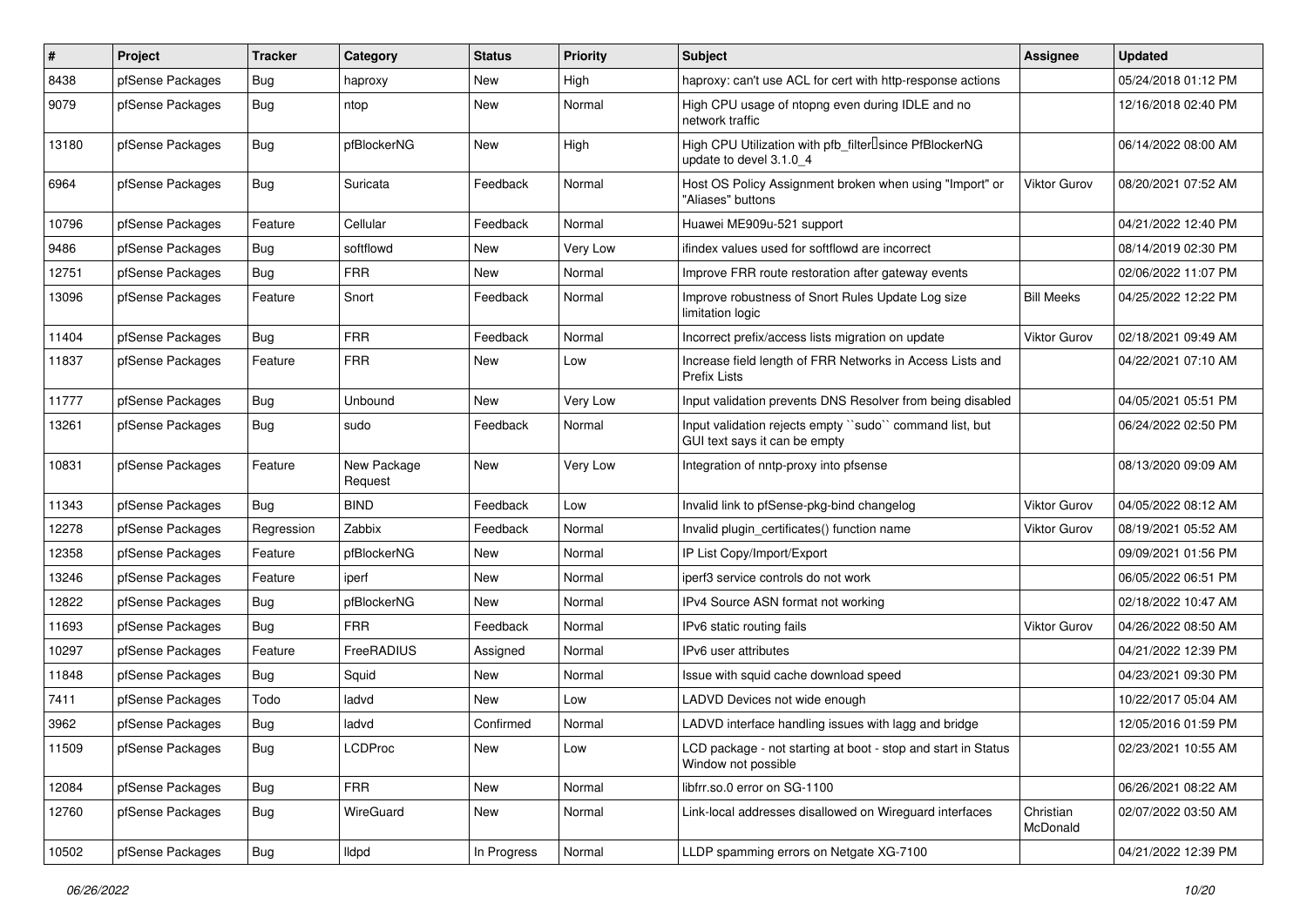| # | Project | Tracker | Category | Status | Priority | Subject | Assignee | Updated |
|---|---|---|---|---|---|---|---|---|
| 8438 | pfSense Packages | Bug | haproxy | New | High | haproxy: can't use ACL for cert with http-response actions | | 05/24/2018 01:12 PM |
| 9079 | pfSense Packages | Bug | ntop | New | Normal | High CPU usage of ntopng even during IDLE and no network traffic | | 12/16/2018 02:40 PM |
| 13180 | pfSense Packages | Bug | pfBlockerNG | New | High | High CPU Utilization with pfb_filter since PfBlockerNG update to devel 3.1.0_4 | | 06/14/2022 08:00 AM |
| 6964 | pfSense Packages | Bug | Suricata | Feedback | Normal | Host OS Policy Assignment broken when using "Import" or "Aliases" buttons | Viktor Gurov | 08/20/2021 07:52 AM |
| 10796 | pfSense Packages | Feature | Cellular | Feedback | Normal | Huawei ME909u-521 support | | 04/21/2022 12:40 PM |
| 9486 | pfSense Packages | Bug | softflowd | New | Very Low | ifindex values used for softflowd are incorrect | | 08/14/2019 02:30 PM |
| 12751 | pfSense Packages | Bug | FRR | New | Normal | Improve FRR route restoration after gateway events | | 02/06/2022 11:07 PM |
| 13096 | pfSense Packages | Feature | Snort | Feedback | Normal | Improve robustness of Snort Rules Update Log size limitation logic | Bill Meeks | 04/25/2022 12:22 PM |
| 11404 | pfSense Packages | Bug | FRR | Feedback | Normal | Incorrect prefix/access lists migration on update | Viktor Gurov | 02/18/2021 09:49 AM |
| 11837 | pfSense Packages | Feature | FRR | New | Low | Increase field length of FRR Networks in Access Lists and Prefix Lists | | 04/22/2021 07:10 AM |
| 11777 | pfSense Packages | Bug | Unbound | New | Very Low | Input validation prevents DNS Resolver from being disabled | | 04/05/2021 05:51 PM |
| 13261 | pfSense Packages | Bug | sudo | Feedback | Normal | Input validation rejects empty ``sudo`` command list, but GUI text says it can be empty | | 06/24/2022 02:50 PM |
| 10831 | pfSense Packages | Feature | New Package Request | New | Very Low | Integration of nntp-proxy into pfsense | | 08/13/2020 09:09 AM |
| 11343 | pfSense Packages | Bug | BIND | Feedback | Low | Invalid link to pfSense-pkg-bind changelog | Viktor Gurov | 04/05/2022 08:12 AM |
| 12278 | pfSense Packages | Regression | Zabbix | Feedback | Normal | Invalid plugin_certificates() function name | Viktor Gurov | 08/19/2021 05:52 AM |
| 12358 | pfSense Packages | Feature | pfBlockerNG | New | Normal | IP List Copy/Import/Export | | 09/09/2021 01:56 PM |
| 13246 | pfSense Packages | Feature | iperf | New | Normal | iperf3 service controls do not work | | 06/05/2022 06:51 PM |
| 12822 | pfSense Packages | Bug | pfBlockerNG | New | Normal | IPv4 Source ASN format not working | | 02/18/2022 10:47 AM |
| 11693 | pfSense Packages | Bug | FRR | Feedback | Normal | IPv6 static routing fails | Viktor Gurov | 04/26/2022 08:50 AM |
| 10297 | pfSense Packages | Feature | FreeRADIUS | Assigned | Normal | IPv6 user attributes | | 04/21/2022 12:39 PM |
| 11848 | pfSense Packages | Bug | Squid | New | Normal | Issue with squid cache download speed | | 04/23/2021 09:30 PM |
| 7411 | pfSense Packages | Todo | ladvd | New | Low | LADVD Devices not wide enough | | 10/22/2017 05:04 AM |
| 3962 | pfSense Packages | Bug | ladvd | Confirmed | Normal | LADVD interface handling issues with lagg and bridge | | 12/05/2016 01:59 PM |
| 11509 | pfSense Packages | Bug | LCDProc | New | Low | LCD package - not starting at boot - stop and start in Status Window not possible | | 02/23/2021 10:55 AM |
| 12084 | pfSense Packages | Bug | FRR | New | Normal | libfrr.so.0 error on SG-1100 | | 06/26/2021 08:22 AM |
| 12760 | pfSense Packages | Bug | WireGuard | New | Normal | Link-local addresses disallowed on Wireguard interfaces | Christian McDonald | 02/07/2022 03:50 AM |
| 10502 | pfSense Packages | Bug | lldpd | In Progress | Normal | LLDP spamming errors on Netgate XG-7100 | | 04/21/2022 12:39 PM |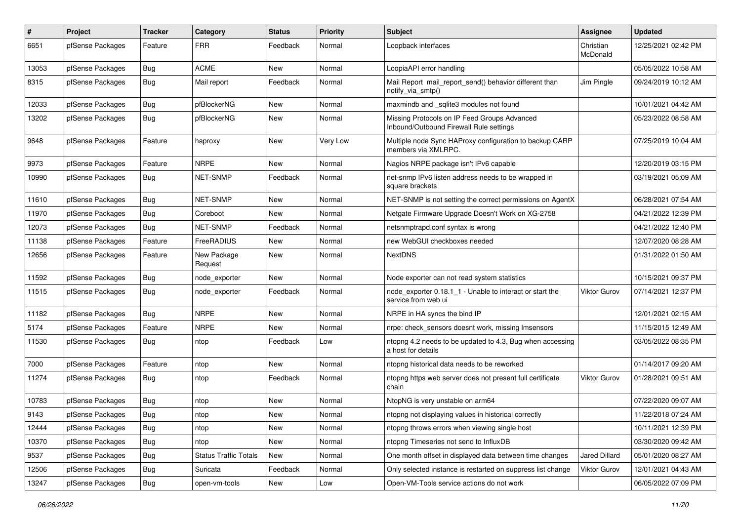| # | Project | Tracker | Category | Status | Priority | Subject | Assignee | Updated |
|---|---|---|---|---|---|---|---|---|
| 6651 | pfSense Packages | Feature | FRR | Feedback | Normal | Loopback interfaces | Christian McDonald | 12/25/2021 02:42 PM |
| 13053 | pfSense Packages | Bug | ACME | New | Normal | LoopiaAPI error handling | | 05/05/2022 10:58 AM |
| 8315 | pfSense Packages | Bug | Mail report | Feedback | Normal | Mail Report mail_report_send() behavior different than notify_via_smtp() | Jim Pingle | 09/24/2019 10:12 AM |
| 12033 | pfSense Packages | Bug | pfBlockerNG | New | Normal | maxmindb and _sqlite3 modules not found | | 10/01/2021 04:42 AM |
| 13202 | pfSense Packages | Bug | pfBlockerNG | New | Normal | Missing Protocols on IP Feed Groups Advanced Inbound/Outbound Firewall Rule settings | | 05/23/2022 08:58 AM |
| 9648 | pfSense Packages | Feature | haproxy | New | Very Low | Multiple node Sync HAProxy configuration to backup CARP members via XMLRPC. | | 07/25/2019 10:04 AM |
| 9973 | pfSense Packages | Feature | NRPE | New | Normal | Nagios NRPE package isn't IPv6 capable | | 12/20/2019 03:15 PM |
| 10990 | pfSense Packages | Bug | NET-SNMP | Feedback | Normal | net-snmp IPv6 listen address needs to be wrapped in square brackets | | 03/19/2021 05:09 AM |
| 11610 | pfSense Packages | Bug | NET-SNMP | New | Normal | NET-SNMP is not setting the correct permissions on AgentX | | 06/28/2021 07:54 AM |
| 11970 | pfSense Packages | Bug | Coreboot | New | Normal | Netgate Firmware Upgrade Doesn't Work on XG-2758 | | 04/21/2022 12:39 PM |
| 12073 | pfSense Packages | Bug | NET-SNMP | Feedback | Normal | netsnmptrapd.conf syntax is wrong | | 04/21/2022 12:40 PM |
| 11138 | pfSense Packages | Feature | FreeRADIUS | New | Normal | new WebGUI checkboxes needed | | 12/07/2020 08:28 AM |
| 12656 | pfSense Packages | Feature | New Package Request | New | Normal | NextDNS | | 01/31/2022 01:50 AM |
| 11592 | pfSense Packages | Bug | node_exporter | New | Normal | Node exporter can not read system statistics | | 10/15/2021 09:37 PM |
| 11515 | pfSense Packages | Bug | node_exporter | Feedback | Normal | node_exporter 0.18.1_1 - Unable to interact or start the service from web ui | Viktor Gurov | 07/14/2021 12:37 PM |
| 11182 | pfSense Packages | Bug | NRPE | New | Normal | NRPE in HA syncs the bind IP | | 12/01/2021 02:15 AM |
| 5174 | pfSense Packages | Feature | NRPE | New | Normal | nrpe: check_sensors doesnt work, missing lmsensors | | 11/15/2015 12:49 AM |
| 11530 | pfSense Packages | Bug | ntop | Feedback | Low | ntopng 4.2 needs to be updated to 4.3, Bug when accessing a host for details | | 03/05/2022 08:35 PM |
| 7000 | pfSense Packages | Feature | ntop | New | Normal | ntopng historical data needs to be reworked | | 01/14/2017 09:20 AM |
| 11274 | pfSense Packages | Bug | ntop | Feedback | Normal | ntopng https web server does not present full certificate chain | Viktor Gurov | 01/28/2021 09:51 AM |
| 10783 | pfSense Packages | Bug | ntop | New | Normal | NtopNG is very unstable on arm64 | | 07/22/2020 09:07 AM |
| 9143 | pfSense Packages | Bug | ntop | New | Normal | ntopng not displaying values in historical correctly | | 11/22/2018 07:24 AM |
| 12444 | pfSense Packages | Bug | ntop | New | Normal | ntopng throws errors when viewing single host | | 10/11/2021 12:39 PM |
| 10370 | pfSense Packages | Bug | ntop | New | Normal | ntopng Timeseries not send to InfluxDB | | 03/30/2020 09:42 AM |
| 9537 | pfSense Packages | Bug | Status Traffic Totals | New | Normal | One month offset in displayed data between time changes | Jared Dillard | 05/01/2020 08:27 AM |
| 12506 | pfSense Packages | Bug | Suricata | Feedback | Normal | Only selected instance is restarted on suppress list change | Viktor Gurov | 12/01/2021 04:43 AM |
| 13247 | pfSense Packages | Bug | open-vm-tools | New | Low | Open-VM-Tools service actions do not work | | 06/05/2022 07:09 PM |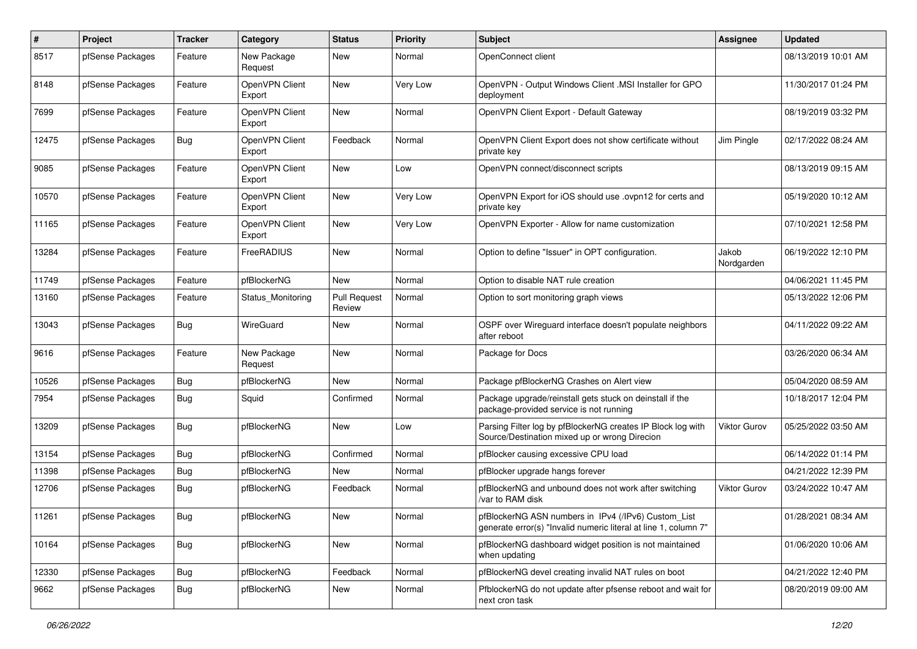| # | Project | Tracker | Category | Status | Priority | Subject | Assignee | Updated |
|---|---|---|---|---|---|---|---|---|
| 8517 | pfSense Packages | Feature | New Package Request | New | Normal | OpenConnect client | | 08/13/2019 10:01 AM |
| 8148 | pfSense Packages | Feature | OpenVPN Client Export | New | Very Low | OpenVPN - Output Windows Client .MSI Installer for GPO deployment | | 11/30/2017 01:24 PM |
| 7699 | pfSense Packages | Feature | OpenVPN Client Export | New | Normal | OpenVPN Client Export - Default Gateway | | 08/19/2019 03:32 PM |
| 12475 | pfSense Packages | Bug | OpenVPN Client Export | Feedback | Normal | OpenVPN Client Export does not show certificate without private key | Jim Pingle | 02/17/2022 08:24 AM |
| 9085 | pfSense Packages | Feature | OpenVPN Client Export | New | Low | OpenVPN connect/disconnect scripts | | 08/13/2019 09:15 AM |
| 10570 | pfSense Packages | Feature | OpenVPN Client Export | New | Very Low | OpenVPN Export for iOS should use .ovpn12 for certs and private key | | 05/19/2020 10:12 AM |
| 11165 | pfSense Packages | Feature | OpenVPN Client Export | New | Very Low | OpenVPN Exporter - Allow for name customization | | 07/10/2021 12:58 PM |
| 13284 | pfSense Packages | Feature | FreeRADIUS | New | Normal | Option to define "Issuer" in OPT configuration. | Jakob Nordgarden | 06/19/2022 12:10 PM |
| 11749 | pfSense Packages | Feature | pfBlockerNG | New | Normal | Option to disable NAT rule creation | | 04/06/2021 11:45 PM |
| 13160 | pfSense Packages | Feature | Status_Monitoring | Pull Request Review | Normal | Option to sort monitoring graph views | | 05/13/2022 12:06 PM |
| 13043 | pfSense Packages | Bug | WireGuard | New | Normal | OSPF over Wireguard interface doesn't populate neighbors after reboot | | 04/11/2022 09:22 AM |
| 9616 | pfSense Packages | Feature | New Package Request | New | Normal | Package for Docs | | 03/26/2020 06:34 AM |
| 10526 | pfSense Packages | Bug | pfBlockerNG | New | Normal | Package pfBlockerNG Crashes on Alert view | | 05/04/2020 08:59 AM |
| 7954 | pfSense Packages | Bug | Squid | Confirmed | Normal | Package upgrade/reinstall gets stuck on deinstall if the package-provided service is not running | | 10/18/2017 12:04 PM |
| 13209 | pfSense Packages | Bug | pfBlockerNG | New | Low | Parsing Filter log by pfBlockerNG creates IP Block log with Source/Destination mixed up or wrong Direcion | Viktor Gurov | 05/25/2022 03:50 AM |
| 13154 | pfSense Packages | Bug | pfBlockerNG | Confirmed | Normal | pfBlocker causing excessive CPU load | | 06/14/2022 01:14 PM |
| 11398 | pfSense Packages | Bug | pfBlockerNG | New | Normal | pfBlocker upgrade hangs forever | | 04/21/2022 12:39 PM |
| 12706 | pfSense Packages | Bug | pfBlockerNG | Feedback | Normal | pfBlockerNG and unbound does not work after switching /var to RAM disk | Viktor Gurov | 03/24/2022 10:47 AM |
| 11261 | pfSense Packages | Bug | pfBlockerNG | New | Normal | pfBlockerNG ASN numbers in IPv4 (/IPv6) Custom_List generate error(s) "Invalid numeric literal at line 1, column 7" | | 01/28/2021 08:34 AM |
| 10164 | pfSense Packages | Bug | pfBlockerNG | New | Normal | pfBlockerNG dashboard widget position is not maintained when updating | | 01/06/2020 10:06 AM |
| 12330 | pfSense Packages | Bug | pfBlockerNG | Feedback | Normal | pfBlockerNG devel creating invalid NAT rules on boot | | 04/21/2022 12:40 PM |
| 9662 | pfSense Packages | Bug | pfBlockerNG | New | Normal | PfblockerNG do not update after pfsense reboot and wait for next cron task | | 08/20/2019 09:00 AM |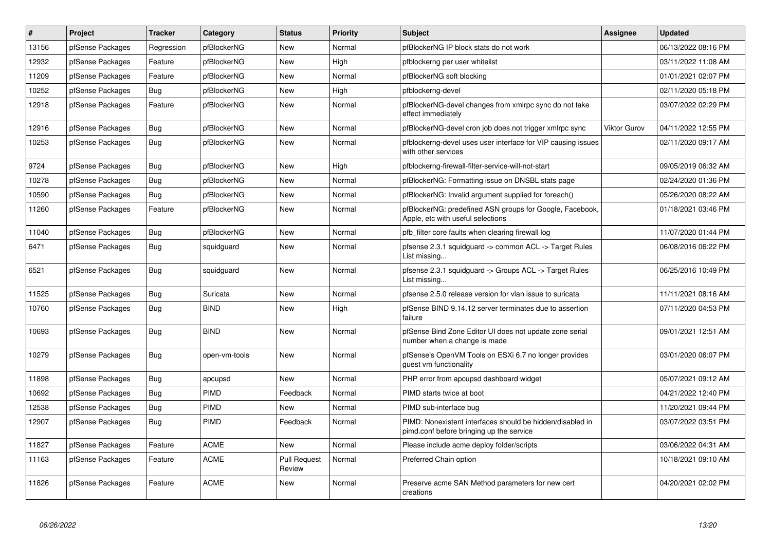| # | Project | Tracker | Category | Status | Priority | Subject | Assignee | Updated |
|---|---|---|---|---|---|---|---|---|
| 13156 | pfSense Packages | Regression | pfBlockerNG | New | Normal | pfBlockerNG IP block stats do not work | | 06/13/2022 08:16 PM |
| 12932 | pfSense Packages | Feature | pfBlockerNG | New | High | pfblockerng per user whitelist | | 03/11/2022 11:08 AM |
| 11209 | pfSense Packages | Feature | pfBlockerNG | New | Normal | pfBlockerNG soft blocking | | 01/01/2021 02:07 PM |
| 10252 | pfSense Packages | Bug | pfBlockerNG | New | High | pfblockerng-devel | | 02/11/2020 05:18 PM |
| 12918 | pfSense Packages | Feature | pfBlockerNG | New | Normal | pfBlockerNG-devel changes from xmlrpc sync do not take effect immediately | | 03/07/2022 02:29 PM |
| 12916 | pfSense Packages | Bug | pfBlockerNG | New | Normal | pfBlockerNG-devel cron job does not trigger xmlrpc sync | Viktor Gurov | 04/11/2022 12:55 PM |
| 10253 | pfSense Packages | Bug | pfBlockerNG | New | Normal | pfblockerng-devel uses user interface for VIP causing issues with other services | | 02/11/2020 09:17 AM |
| 9724 | pfSense Packages | Bug | pfBlockerNG | New | High | pfblockerng-firewall-filter-service-will-not-start | | 09/05/2019 06:32 AM |
| 10278 | pfSense Packages | Bug | pfBlockerNG | New | Normal | pfBlockerNG: Formatting issue on DNSBL stats page | | 02/24/2020 01:36 PM |
| 10590 | pfSense Packages | Bug | pfBlockerNG | New | Normal | pfBlockerNG: Invalid argument supplied for foreach() | | 05/26/2020 08:22 AM |
| 11260 | pfSense Packages | Feature | pfBlockerNG | New | Normal | pfBlockerNG: predefined ASN groups for Google, Facebook, Apple, etc with useful selections | | 01/18/2021 03:46 PM |
| 11040 | pfSense Packages | Bug | pfBlockerNG | New | Normal | pfb_filter core faults when clearing firewall log | | 11/07/2020 01:44 PM |
| 6471 | pfSense Packages | Bug | squidguard | New | Normal | pfsense 2.3.1 squidguard -> common ACL -> Target Rules List missing... | | 06/08/2016 06:22 PM |
| 6521 | pfSense Packages | Bug | squidguard | New | Normal | pfsense 2.3.1 squidguard -> Groups ACL -> Target Rules List missing... | | 06/25/2016 10:49 PM |
| 11525 | pfSense Packages | Bug | Suricata | New | Normal | pfsense 2.5.0 release version for vlan issue to suricata | | 11/11/2021 08:16 AM |
| 10760 | pfSense Packages | Bug | BIND | New | High | pfSense BIND 9.14.12 server terminates due to assertion failure | | 07/11/2020 04:53 PM |
| 10693 | pfSense Packages | Bug | BIND | New | Normal | pfSense Bind Zone Editor UI does not update zone serial number when a change is made | | 09/01/2021 12:51 AM |
| 10279 | pfSense Packages | Bug | open-vm-tools | New | Normal | pfSense's OpenVM Tools on ESXi 6.7 no longer provides guest vm functionality | | 03/01/2020 06:07 PM |
| 11898 | pfSense Packages | Bug | apcupsd | New | Normal | PHP error from apcupsd dashboard widget | | 05/07/2021 09:12 AM |
| 10692 | pfSense Packages | Bug | PIMD | Feedback | Normal | PIMD starts twice at boot | | 04/21/2022 12:40 PM |
| 12538 | pfSense Packages | Bug | PIMD | New | Normal | PIMD sub-interface bug | | 11/20/2021 09:44 PM |
| 12907 | pfSense Packages | Bug | PIMD | Feedback | Normal | PIMD: Nonexistent interfaces should be hidden/disabled in pimd.conf before bringing up the service | | 03/07/2022 03:51 PM |
| 11827 | pfSense Packages | Feature | ACME | New | Normal | Please include acme deploy folder/scripts | | 03/06/2022 04:31 AM |
| 11163 | pfSense Packages | Feature | ACME | Pull Request Review | Normal | Preferred Chain option | | 10/18/2021 09:10 AM |
| 11826 | pfSense Packages | Feature | ACME | New | Normal | Preserve acme SAN Method parameters for new cert creations | | 04/20/2021 02:02 PM |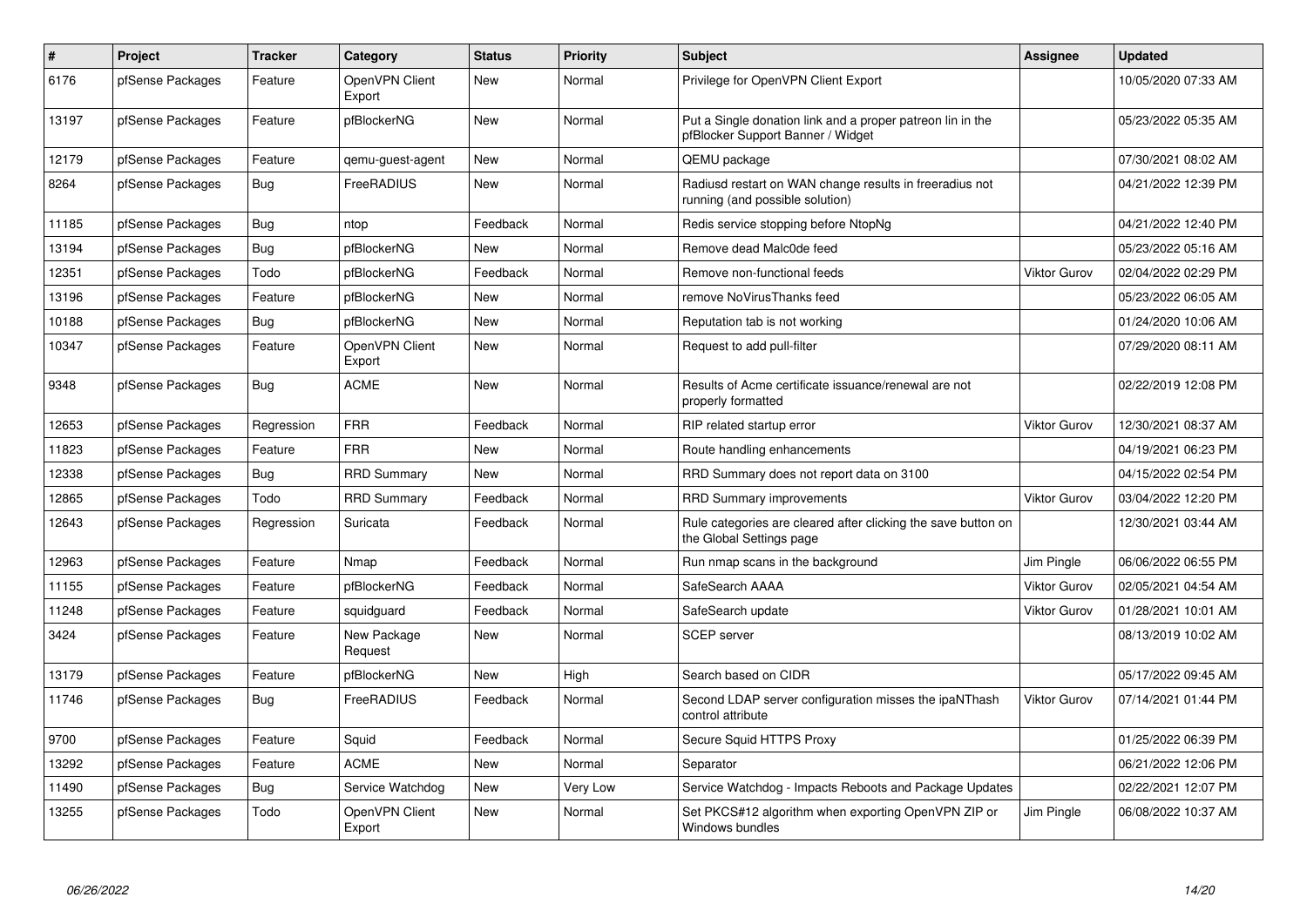| # | Project | Tracker | Category | Status | Priority | Subject | Assignee | Updated |
|---|---|---|---|---|---|---|---|---|
| 6176 | pfSense Packages | Feature | OpenVPN Client Export | New | Normal | Privilege for OpenVPN Client Export | | 10/05/2020 07:33 AM |
| 13197 | pfSense Packages | Feature | pfBlockerNG | New | Normal | Put a Single donation link and a proper patreon lin in the pfBlocker Support Banner / Widget | | 05/23/2022 05:35 AM |
| 12179 | pfSense Packages | Feature | qemu-guest-agent | New | Normal | QEMU package | | 07/30/2021 08:02 AM |
| 8264 | pfSense Packages | Bug | FreeRADIUS | New | Normal | Radiusd restart on WAN change results in freeradius not running (and possible solution) | | 04/21/2022 12:39 PM |
| 11185 | pfSense Packages | Bug | ntop | Feedback | Normal | Redis service stopping before NtopNg | | 04/21/2022 12:40 PM |
| 13194 | pfSense Packages | Bug | pfBlockerNG | New | Normal | Remove dead Malc0de feed | | 05/23/2022 05:16 AM |
| 12351 | pfSense Packages | Todo | pfBlockerNG | Feedback | Normal | Remove non-functional feeds | Viktor Gurov | 02/04/2022 02:29 PM |
| 13196 | pfSense Packages | Feature | pfBlockerNG | New | Normal | remove NoVirusThanks feed | | 05/23/2022 06:05 AM |
| 10188 | pfSense Packages | Bug | pfBlockerNG | New | Normal | Reputation tab is not working | | 01/24/2020 10:06 AM |
| 10347 | pfSense Packages | Feature | OpenVPN Client Export | New | Normal | Request to add pull-filter | | 07/29/2020 08:11 AM |
| 9348 | pfSense Packages | Bug | ACME | New | Normal | Results of Acme certificate issuance/renewal are not properly formatted | | 02/22/2019 12:08 PM |
| 12653 | pfSense Packages | Regression | FRR | Feedback | Normal | RIP related startup error | Viktor Gurov | 12/30/2021 08:37 AM |
| 11823 | pfSense Packages | Feature | FRR | New | Normal | Route handling enhancements | | 04/19/2021 06:23 PM |
| 12338 | pfSense Packages | Bug | RRD Summary | New | Normal | RRD Summary does not report data on 3100 | | 04/15/2022 02:54 PM |
| 12865 | pfSense Packages | Todo | RRD Summary | Feedback | Normal | RRD Summary improvements | Viktor Gurov | 03/04/2022 12:20 PM |
| 12643 | pfSense Packages | Regression | Suricata | Feedback | Normal | Rule categories are cleared after clicking the save button on the Global Settings page | | 12/30/2021 03:44 AM |
| 12963 | pfSense Packages | Feature | Nmap | Feedback | Normal | Run nmap scans in the background | Jim Pingle | 06/06/2022 06:55 PM |
| 11155 | pfSense Packages | Feature | pfBlockerNG | Feedback | Normal | SafeSearch AAAA | Viktor Gurov | 02/05/2021 04:54 AM |
| 11248 | pfSense Packages | Feature | squidguard | Feedback | Normal | SafeSearch update | Viktor Gurov | 01/28/2021 10:01 AM |
| 3424 | pfSense Packages | Feature | New Package Request | New | Normal | SCEP server | | 08/13/2019 10:02 AM |
| 13179 | pfSense Packages | Feature | pfBlockerNG | New | High | Search based on CIDR | | 05/17/2022 09:45 AM |
| 11746 | pfSense Packages | Bug | FreeRADIUS | Feedback | Normal | Second LDAP server configuration misses the ipaNThash control attribute | Viktor Gurov | 07/14/2021 01:44 PM |
| 9700 | pfSense Packages | Feature | Squid | Feedback | Normal | Secure Squid HTTPS Proxy | | 01/25/2022 06:39 PM |
| 13292 | pfSense Packages | Feature | ACME | New | Normal | Separator | | 06/21/2022 12:06 PM |
| 11490 | pfSense Packages | Bug | Service Watchdog | New | Very Low | Service Watchdog - Impacts Reboots and Package Updates | | 02/22/2021 12:07 PM |
| 13255 | pfSense Packages | Todo | OpenVPN Client Export | New | Normal | Set PKCS#12 algorithm when exporting OpenVPN ZIP or Windows bundles | Jim Pingle | 06/08/2022 10:37 AM |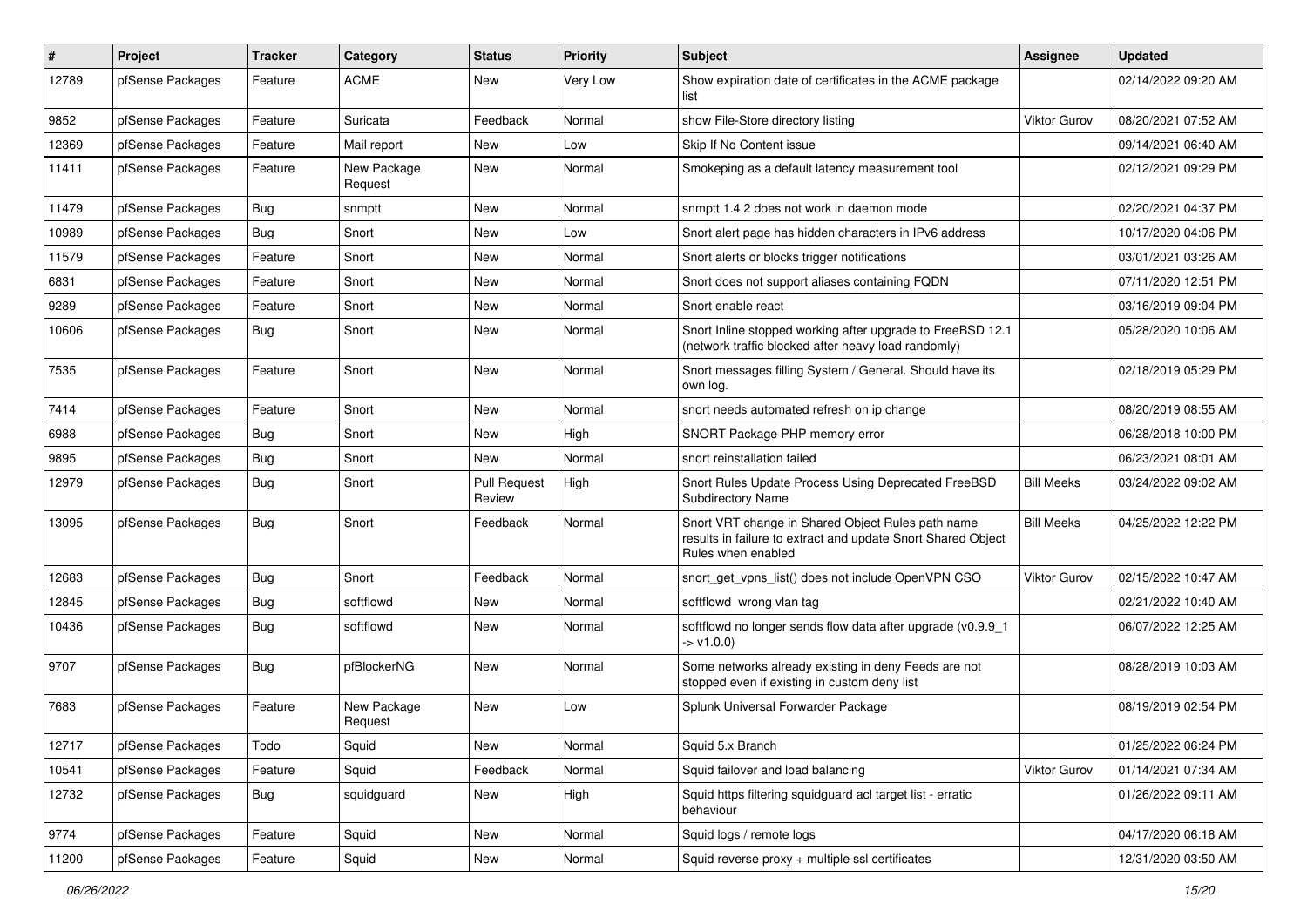| # | Project | Tracker | Category | Status | Priority | Subject | Assignee | Updated |
|---|---|---|---|---|---|---|---|---|
| 12789 | pfSense Packages | Feature | ACME | New | Very Low | Show expiration date of certificates in the ACME package list | | 02/14/2022 09:20 AM |
| 9852 | pfSense Packages | Feature | Suricata | Feedback | Normal | show File-Store directory listing | Viktor Gurov | 08/20/2021 07:52 AM |
| 12369 | pfSense Packages | Feature | Mail report | New | Low | Skip If No Content issue | | 09/14/2021 06:40 AM |
| 11411 | pfSense Packages | Feature | New Package Request | New | Normal | Smokeping as a default latency measurement tool | | 02/12/2021 09:29 PM |
| 11479 | pfSense Packages | Bug | snmptt | New | Normal | snmptt 1.4.2 does not work in daemon mode | | 02/20/2021 04:37 PM |
| 10989 | pfSense Packages | Bug | Snort | New | Low | Snort alert page has hidden characters in IPv6 address | | 10/17/2020 04:06 PM |
| 11579 | pfSense Packages | Feature | Snort | New | Normal | Snort alerts or blocks trigger notifications | | 03/01/2021 03:26 AM |
| 6831 | pfSense Packages | Feature | Snort | New | Normal | Snort does not support aliases containing FQDN | | 07/11/2020 12:51 PM |
| 9289 | pfSense Packages | Feature | Snort | New | Normal | Snort enable react | | 03/16/2019 09:04 PM |
| 10606 | pfSense Packages | Bug | Snort | New | Normal | Snort Inline stopped working after upgrade to FreeBSD 12.1 (network traffic blocked after heavy load randomly) | | 05/28/2020 10:06 AM |
| 7535 | pfSense Packages | Feature | Snort | New | Normal | Snort messages filling System / General. Should have its own log. | | 02/18/2019 05:29 PM |
| 7414 | pfSense Packages | Feature | Snort | New | Normal | snort needs automated refresh on ip change | | 08/20/2019 08:55 AM |
| 6988 | pfSense Packages | Bug | Snort | New | High | SNORT Package PHP memory error | | 06/28/2018 10:00 PM |
| 9895 | pfSense Packages | Bug | Snort | New | Normal | snort reinstallation failed | | 06/23/2021 08:01 AM |
| 12979 | pfSense Packages | Bug | Snort | Pull Request Review | High | Snort Rules Update Process Using Deprecated FreeBSD Subdirectory Name | Bill Meeks | 03/24/2022 09:02 AM |
| 13095 | pfSense Packages | Bug | Snort | Feedback | Normal | Snort VRT change in Shared Object Rules path name results in failure to extract and update Snort Shared Object Rules when enabled | Bill Meeks | 04/25/2022 12:22 PM |
| 12683 | pfSense Packages | Bug | Snort | Feedback | Normal | snort_get_vpns_list() does not include OpenVPN CSO | Viktor Gurov | 02/15/2022 10:47 AM |
| 12845 | pfSense Packages | Bug | softflowd | New | Normal | softflowd wrong vlan tag | | 02/21/2022 10:40 AM |
| 10436 | pfSense Packages | Bug | softflowd | New | Normal | softflowd no longer sends flow data after upgrade (v0.9.9_1 -> v1.0.0) | | 06/07/2022 12:25 AM |
| 9707 | pfSense Packages | Bug | pfBlockerNG | New | Normal | Some networks already existing in deny Feeds are not stopped even if existing in custom deny list | | 08/28/2019 10:03 AM |
| 7683 | pfSense Packages | Feature | New Package Request | New | Low | Splunk Universal Forwarder Package | | 08/19/2019 02:54 PM |
| 12717 | pfSense Packages | Todo | Squid | New | Normal | Squid 5.x Branch | | 01/25/2022 06:24 PM |
| 10541 | pfSense Packages | Feature | Squid | Feedback | Normal | Squid failover and load balancing | Viktor Gurov | 01/14/2021 07:34 AM |
| 12732 | pfSense Packages | Bug | squidguard | New | High | Squid https filtering squidguard acl target list - erratic behaviour | | 01/26/2022 09:11 AM |
| 9774 | pfSense Packages | Feature | Squid | New | Normal | Squid logs / remote logs | | 04/17/2020 06:18 AM |
| 11200 | pfSense Packages | Feature | Squid | New | Normal | Squid reverse proxy + multiple ssl certificates | | 12/31/2020 03:50 AM |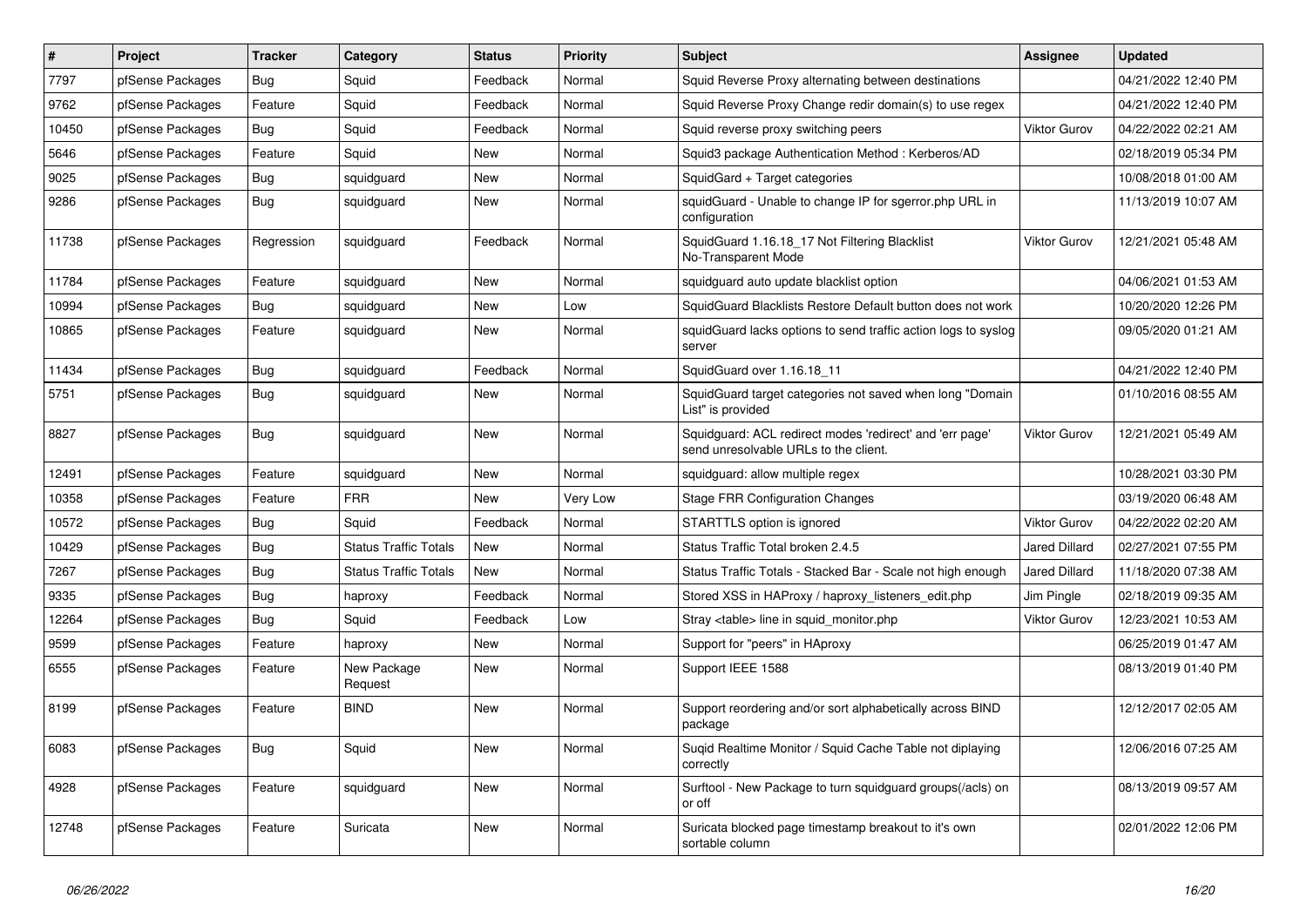| # | Project | Tracker | Category | Status | Priority | Subject | Assignee | Updated |
|---|---|---|---|---|---|---|---|---|
| 7797 | pfSense Packages | Bug | Squid | Feedback | Normal | Squid Reverse Proxy alternating between destinations | | 04/21/2022 12:40 PM |
| 9762 | pfSense Packages | Feature | Squid | Feedback | Normal | Squid Reverse Proxy Change redir domain(s) to use regex | | 04/21/2022 12:40 PM |
| 10450 | pfSense Packages | Bug | Squid | Feedback | Normal | Squid reverse proxy switching peers | Viktor Gurov | 04/22/2022 02:21 AM |
| 5646 | pfSense Packages | Feature | Squid | New | Normal | Squid3 package Authentication Method : Kerberos/AD | | 02/18/2019 05:34 PM |
| 9025 | pfSense Packages | Bug | squidguard | New | Normal | SquidGard + Target categories | | 10/08/2018 01:00 AM |
| 9286 | pfSense Packages | Bug | squidguard | New | Normal | squidGuard - Unable to change IP for sgerror.php URL in configuration | | 11/13/2019 10:07 AM |
| 11738 | pfSense Packages | Regression | squidguard | Feedback | Normal | SquidGuard 1.16.18_17 Not Filtering Blacklist No-Transparent Mode | Viktor Gurov | 12/21/2021 05:48 AM |
| 11784 | pfSense Packages | Feature | squidguard | New | Normal | squidguard auto update blacklist option | | 04/06/2021 01:53 AM |
| 10994 | pfSense Packages | Bug | squidguard | New | Low | SquidGuard Blacklists Restore Default button does not work | | 10/20/2020 12:26 PM |
| 10865 | pfSense Packages | Feature | squidguard | New | Normal | squidGuard lacks options to send traffic action logs to syslog server | | 09/05/2020 01:21 AM |
| 11434 | pfSense Packages | Bug | squidguard | Feedback | Normal | SquidGuard over 1.16.18_11 | | 04/21/2022 12:40 PM |
| 5751 | pfSense Packages | Bug | squidguard | New | Normal | SquidGuard target categories not saved when long "Domain List" is provided | | 01/10/2016 08:55 AM |
| 8827 | pfSense Packages | Bug | squidguard | New | Normal | Squidguard: ACL redirect modes 'redirect' and 'err page' send unresolvable URLs to the client. | Viktor Gurov | 12/21/2021 05:49 AM |
| 12491 | pfSense Packages | Feature | squidguard | New | Normal | squidguard: allow multiple regex | | 10/28/2021 03:30 PM |
| 10358 | pfSense Packages | Feature | FRR | New | Very Low | Stage FRR Configuration Changes | | 03/19/2020 06:48 AM |
| 10572 | pfSense Packages | Bug | Squid | Feedback | Normal | STARTTLS option is ignored | Viktor Gurov | 04/22/2022 02:20 AM |
| 10429 | pfSense Packages | Bug | Status Traffic Totals | New | Normal | Status Traffic Total broken 2.4.5 | Jared Dillard | 02/27/2021 07:55 PM |
| 7267 | pfSense Packages | Bug | Status Traffic Totals | New | Normal | Status Traffic Totals - Stacked Bar - Scale not high enough | Jared Dillard | 11/18/2020 07:38 AM |
| 9335 | pfSense Packages | Bug | haproxy | Feedback | Normal | Stored XSS in HAProxy / haproxy_listeners_edit.php | Jim Pingle | 02/18/2019 09:35 AM |
| 12264 | pfSense Packages | Bug | Squid | Feedback | Low | Stray <table> line in squid_monitor.php | Viktor Gurov | 12/23/2021 10:53 AM |
| 9599 | pfSense Packages | Feature | haproxy | New | Normal | Support for "peers" in HAproxy | | 06/25/2019 01:47 AM |
| 6555 | pfSense Packages | Feature | New Package Request | New | Normal | Support IEEE 1588 | | 08/13/2019 01:40 PM |
| 8199 | pfSense Packages | Feature | BIND | New | Normal | Support reordering and/or sort alphabetically across BIND package | | 12/12/2017 02:05 AM |
| 6083 | pfSense Packages | Bug | Squid | New | Normal | Suqid Realtime Monitor / Squid Cache Table not diplaying correctly | | 12/06/2016 07:25 AM |
| 4928 | pfSense Packages | Feature | squidguard | New | Normal | Surftool - New Package to turn squidguard groups(/acls) on or off | | 08/13/2019 09:57 AM |
| 12748 | pfSense Packages | Feature | Suricata | New | Normal | Suricata blocked page timestamp breakout to it's own sortable column | | 02/01/2022 12:06 PM |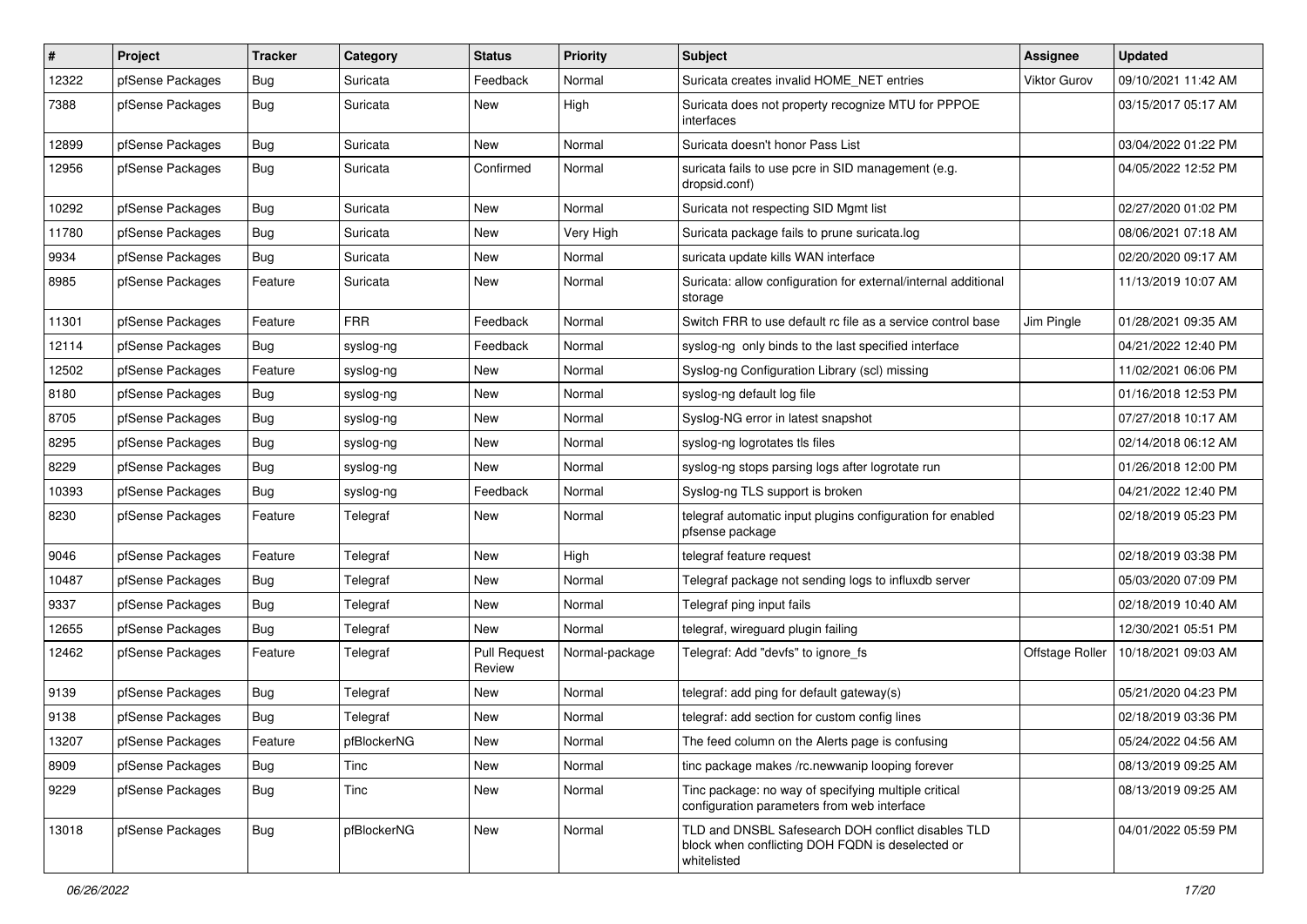| # | Project | Tracker | Category | Status | Priority | Subject | Assignee | Updated |
|---|---|---|---|---|---|---|---|---|
| 12322 | pfSense Packages | Bug | Suricata | Feedback | Normal | Suricata creates invalid HOME_NET entries | Viktor Gurov | 09/10/2021 11:42 AM |
| 7388 | pfSense Packages | Bug | Suricata | New | High | Suricata does not property recognize MTU for PPPOE interfaces | | 03/15/2017 05:17 AM |
| 12899 | pfSense Packages | Bug | Suricata | New | Normal | Suricata doesn't honor Pass List | | 03/04/2022 01:22 PM |
| 12956 | pfSense Packages | Bug | Suricata | Confirmed | Normal | suricata fails to use pcre in SID management (e.g. dropsid.conf) | | 04/05/2022 12:52 PM |
| 10292 | pfSense Packages | Bug | Suricata | New | Normal | Suricata not respecting SID Mgmt list | | 02/27/2020 01:02 PM |
| 11780 | pfSense Packages | Bug | Suricata | New | Very High | Suricata package fails to prune suricata.log | | 08/06/2021 07:18 AM |
| 9934 | pfSense Packages | Bug | Suricata | New | Normal | suricata update kills WAN interface | | 02/20/2020 09:17 AM |
| 8985 | pfSense Packages | Feature | Suricata | New | Normal | Suricata: allow configuration for external/internal additional storage | | 11/13/2019 10:07 AM |
| 11301 | pfSense Packages | Feature | FRR | Feedback | Normal | Switch FRR to use default rc file as a service control base | Jim Pingle | 01/28/2021 09:35 AM |
| 12114 | pfSense Packages | Bug | syslog-ng | Feedback | Normal | syslog-ng only binds to the last specified interface | | 04/21/2022 12:40 PM |
| 12502 | pfSense Packages | Feature | syslog-ng | New | Normal | Syslog-ng Configuration Library (scl) missing | | 11/02/2021 06:06 PM |
| 8180 | pfSense Packages | Bug | syslog-ng | New | Normal | syslog-ng default log file | | 01/16/2018 12:53 PM |
| 8705 | pfSense Packages | Bug | syslog-ng | New | Normal | Syslog-NG error in latest snapshot | | 07/27/2018 10:17 AM |
| 8295 | pfSense Packages | Bug | syslog-ng | New | Normal | syslog-ng logrotates tls files | | 02/14/2018 06:12 AM |
| 8229 | pfSense Packages | Bug | syslog-ng | New | Normal | syslog-ng stops parsing logs after logrotate run | | 01/26/2018 12:00 PM |
| 10393 | pfSense Packages | Bug | syslog-ng | Feedback | Normal | Syslog-ng TLS support is broken | | 04/21/2022 12:40 PM |
| 8230 | pfSense Packages | Feature | Telegraf | New | Normal | telegraf automatic input plugins configuration for enabled pfsense package | | 02/18/2019 05:23 PM |
| 9046 | pfSense Packages | Feature | Telegraf | New | High | telegraf feature request | | 02/18/2019 03:38 PM |
| 10487 | pfSense Packages | Bug | Telegraf | New | Normal | Telegraf package not sending logs to influxdb server | | 05/03/2020 07:09 PM |
| 9337 | pfSense Packages | Bug | Telegraf | New | Normal | Telegraf ping input fails | | 02/18/2019 10:40 AM |
| 12655 | pfSense Packages | Bug | Telegraf | New | Normal | telegraf, wireguard plugin failing | | 12/30/2021 05:51 PM |
| 12462 | pfSense Packages | Feature | Telegraf | Pull Request Review | Normal-package | Telegraf: Add "devfs" to ignore_fs | Offstage Roller | 10/18/2021 09:03 AM |
| 9139 | pfSense Packages | Bug | Telegraf | New | Normal | telegraf: add ping for default gateway(s) | | 05/21/2020 04:23 PM |
| 9138 | pfSense Packages | Bug | Telegraf | New | Normal | telegraf: add section for custom config lines | | 02/18/2019 03:36 PM |
| 13207 | pfSense Packages | Feature | pfBlockerNG | New | Normal | The feed column on the Alerts page is confusing | | 05/24/2022 04:56 AM |
| 8909 | pfSense Packages | Bug | Tinc | New | Normal | tinc package makes /rc.newwanip looping forever | | 08/13/2019 09:25 AM |
| 9229 | pfSense Packages | Bug | Tinc | New | Normal | Tinc package: no way of specifying multiple critical configuration parameters from web interface | | 08/13/2019 09:25 AM |
| 13018 | pfSense Packages | Bug | pfBlockerNG | New | Normal | TLD and DNSBL Safesearch DOH conflict disables TLD block when conflicting DOH FQDN is deselected or whitelisted | | 04/01/2022 05:59 PM |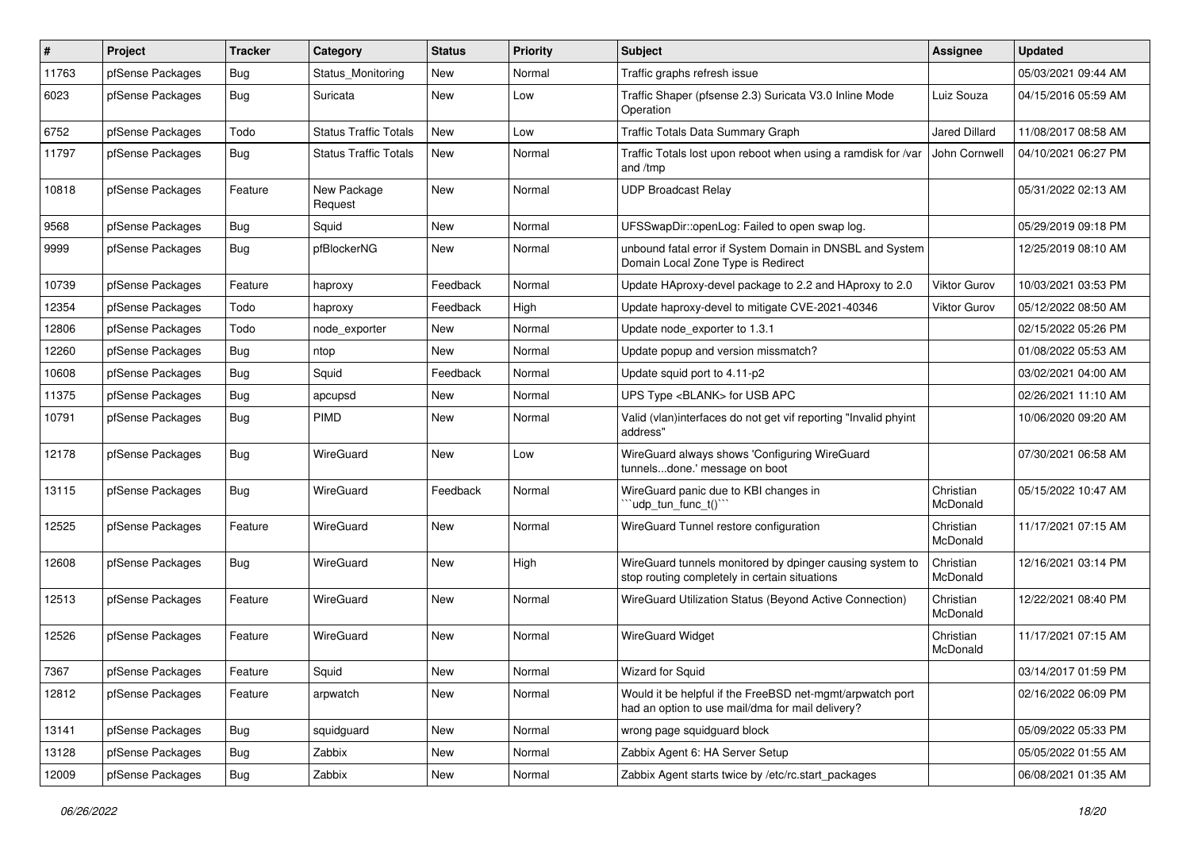| # | Project | Tracker | Category | Status | Priority | Subject | Assignee | Updated |
|---|---|---|---|---|---|---|---|---|
| 11763 | pfSense Packages | Bug | Status_Monitoring | New | Normal | Traffic graphs refresh issue | | 05/03/2021 09:44 AM |
| 6023 | pfSense Packages | Bug | Suricata | New | Low | Traffic Shaper (pfsense 2.3) Suricata V3.0 Inline Mode Operation | Luiz Souza | 04/15/2016 05:59 AM |
| 6752 | pfSense Packages | Todo | Status Traffic Totals | New | Low | Traffic Totals Data Summary Graph | Jared Dillard | 11/08/2017 08:58 AM |
| 11797 | pfSense Packages | Bug | Status Traffic Totals | New | Normal | Traffic Totals lost upon reboot when using a ramdisk for /var and /tmp | John Cornwell | 04/10/2021 06:27 PM |
| 10818 | pfSense Packages | Feature | New Package Request | New | Normal | UDP Broadcast Relay | | 05/31/2022 02:13 AM |
| 9568 | pfSense Packages | Bug | Squid | New | Normal | UFSSwapDir::openLog: Failed to open swap log. | | 05/29/2019 09:18 PM |
| 9999 | pfSense Packages | Bug | pfBlockerNG | New | Normal | unbound fatal error if System Domain in DNSBL and System Domain Local Zone Type is Redirect | | 12/25/2019 08:10 AM |
| 10739 | pfSense Packages | Feature | haproxy | Feedback | Normal | Update HAproxy-devel package to 2.2 and HAproxy to 2.0 | Viktor Gurov | 10/03/2021 03:53 PM |
| 12354 | pfSense Packages | Todo | haproxy | Feedback | High | Update haproxy-devel to mitigate CVE-2021-40346 | Viktor Gurov | 05/12/2022 08:50 AM |
| 12806 | pfSense Packages | Todo | node_exporter | New | Normal | Update node_exporter to 1.3.1 | | 02/15/2022 05:26 PM |
| 12260 | pfSense Packages | Bug | ntop | New | Normal | Update popup and version missmatch? | | 01/08/2022 05:53 AM |
| 10608 | pfSense Packages | Bug | Squid | Feedback | Normal | Update squid port to 4.11-p2 | | 03/02/2021 04:00 AM |
| 11375 | pfSense Packages | Bug | apcupsd | New | Normal | UPS Type <BLANK> for USB APC | | 02/26/2021 11:10 AM |
| 10791 | pfSense Packages | Bug | PIMD | New | Normal | Valid (vlan)interfaces do not get vif reporting "Invalid phyint address" | | 10/06/2020 09:20 AM |
| 12178 | pfSense Packages | Bug | WireGuard | New | Low | WireGuard always shows 'Configuring WireGuard tunnels...done.' message on boot | | 07/30/2021 06:58 AM |
| 13115 | pfSense Packages | Bug | WireGuard | Feedback | Normal | WireGuard panic due to KBI changes in ```udp_tun_func_t()``` | Christian McDonald | 05/15/2022 10:47 AM |
| 12525 | pfSense Packages | Feature | WireGuard | New | Normal | WireGuard Tunnel restore configuration | Christian McDonald | 11/17/2021 07:15 AM |
| 12608 | pfSense Packages | Bug | WireGuard | New | High | WireGuard tunnels monitored by dpinger causing system to stop routing completely in certain situations | Christian McDonald | 12/16/2021 03:14 PM |
| 12513 | pfSense Packages | Feature | WireGuard | New | Normal | WireGuard Utilization Status (Beyond Active Connection) | Christian McDonald | 12/22/2021 08:40 PM |
| 12526 | pfSense Packages | Feature | WireGuard | New | Normal | WireGuard Widget | Christian McDonald | 11/17/2021 07:15 AM |
| 7367 | pfSense Packages | Feature | Squid | New | Normal | Wizard for Squid | | 03/14/2017 01:59 PM |
| 12812 | pfSense Packages | Feature | arpwatch | New | Normal | Would it be helpful if the FreeBSD net-mgmt/arpwatch port had an option to use mail/dma for mail delivery? | | 02/16/2022 06:09 PM |
| 13141 | pfSense Packages | Bug | squidguard | New | Normal | wrong page squidguard block | | 05/09/2022 05:33 PM |
| 13128 | pfSense Packages | Bug | Zabbix | New | Normal | Zabbix Agent 6: HA Server Setup | | 05/05/2022 01:55 AM |
| 12009 | pfSense Packages | Bug | Zabbix | New | Normal | Zabbix Agent starts twice by /etc/rc.start_packages | | 06/08/2021 01:35 AM |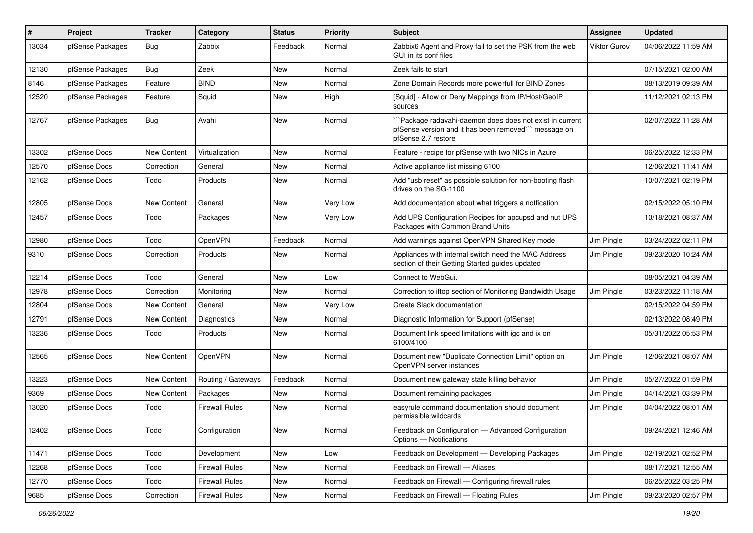| # | Project | Tracker | Category | Status | Priority | Subject | Assignee | Updated |
|---|---|---|---|---|---|---|---|---|
| 13034 | pfSense Packages | Bug | Zabbix | Feedback | Normal | Zabbix6 Agent and Proxy fail to set the PSK from the web GUI in its conf files | Viktor Gurov | 04/06/2022 11:59 AM |
| 12130 | pfSense Packages | Bug | Zeek | New | Normal | Zeek fails to start | | 07/15/2021 02:00 AM |
| 8146 | pfSense Packages | Feature | BIND | New | Normal | Zone Domain Records more powerfull for BIND Zones | | 08/13/2019 09:39 AM |
| 12520 | pfSense Packages | Feature | Squid | New | High | [Squid] - Allow or Deny Mappings from IP/Host/GeoIP sources | | 11/12/2021 02:13 PM |
| 12767 | pfSense Packages | Bug | Avahi | New | Normal | ```Package radavahi-daemon does does not exist in current pfSense version and it has been removed``` message on pfSense 2.7 restore | | 02/07/2022 11:28 AM |
| 13302 | pfSense Docs | New Content | Virtualization | New | Normal | Feature - recipe for pfSense with two NICs in Azure | | 06/25/2022 12:33 PM |
| 12570 | pfSense Docs | Correction | General | New | Normal | Active appliance list missing 6100 | | 12/06/2021 11:41 AM |
| 12162 | pfSense Docs | Todo | Products | New | Normal | Add "usb reset" as possible solution for non-booting flash drives on the SG-1100 | | 10/07/2021 02:19 PM |
| 12805 | pfSense Docs | New Content | General | New | Very Low | Add documentation about what triggers a notfication | | 02/15/2022 05:10 PM |
| 12457 | pfSense Docs | Todo | Packages | New | Very Low | Add UPS Configuration Recipes for apcupsd and nut UPS Packages with Common Brand Units | | 10/18/2021 08:37 AM |
| 12980 | pfSense Docs | Todo | OpenVPN | Feedback | Normal | Add warnings against OpenVPN Shared Key mode | Jim Pingle | 03/24/2022 02:11 PM |
| 9310 | pfSense Docs | Correction | Products | New | Normal | Appliances with internal switch need the MAC Address section of their Getting Started guides updated | Jim Pingle | 09/23/2020 10:24 AM |
| 12214 | pfSense Docs | Todo | General | New | Low | Connect to WebGui. | | 08/05/2021 04:39 AM |
| 12978 | pfSense Docs | Correction | Monitoring | New | Normal | Correction to iftop section of Monitoring Bandwidth Usage | Jim Pingle | 03/23/2022 11:18 AM |
| 12804 | pfSense Docs | New Content | General | New | Very Low | Create Slack documentation | | 02/15/2022 04:59 PM |
| 12791 | pfSense Docs | New Content | Diagnostics | New | Normal | Diagnostic Information for Support (pfSense) | | 02/13/2022 08:49 PM |
| 13236 | pfSense Docs | Todo | Products | New | Normal | Document link speed limitations with igc and ix on 6100/4100 | | 05/31/2022 05:53 PM |
| 12565 | pfSense Docs | New Content | OpenVPN | New | Normal | Document new "Duplicate Connection Limit" option on OpenVPN server instances | Jim Pingle | 12/06/2021 08:07 AM |
| 13223 | pfSense Docs | New Content | Routing / Gateways | Feedback | Normal | Document new gateway state killing behavior | Jim Pingle | 05/27/2022 01:59 PM |
| 9369 | pfSense Docs | New Content | Packages | New | Normal | Document remaining packages | Jim Pingle | 04/14/2021 03:39 PM |
| 13020 | pfSense Docs | Todo | Firewall Rules | New | Normal | easyrule command documentation should document permissible wildcards | Jim Pingle | 04/04/2022 08:01 AM |
| 12402 | pfSense Docs | Todo | Configuration | New | Normal | Feedback on Configuration — Advanced Configuration Options — Notifications | | 09/24/2021 12:46 AM |
| 11471 | pfSense Docs | Todo | Development | New | Low | Feedback on Development — Developing Packages | Jim Pingle | 02/19/2021 02:52 PM |
| 12268 | pfSense Docs | Todo | Firewall Rules | New | Normal | Feedback on Firewall — Aliases | | 08/17/2021 12:55 AM |
| 12770 | pfSense Docs | Todo | Firewall Rules | New | Normal | Feedback on Firewall — Configuring firewall rules | | 06/25/2022 03:25 PM |
| 9685 | pfSense Docs | Correction | Firewall Rules | New | Normal | Feedback on Firewall — Floating Rules | Jim Pingle | 09/23/2020 02:57 PM |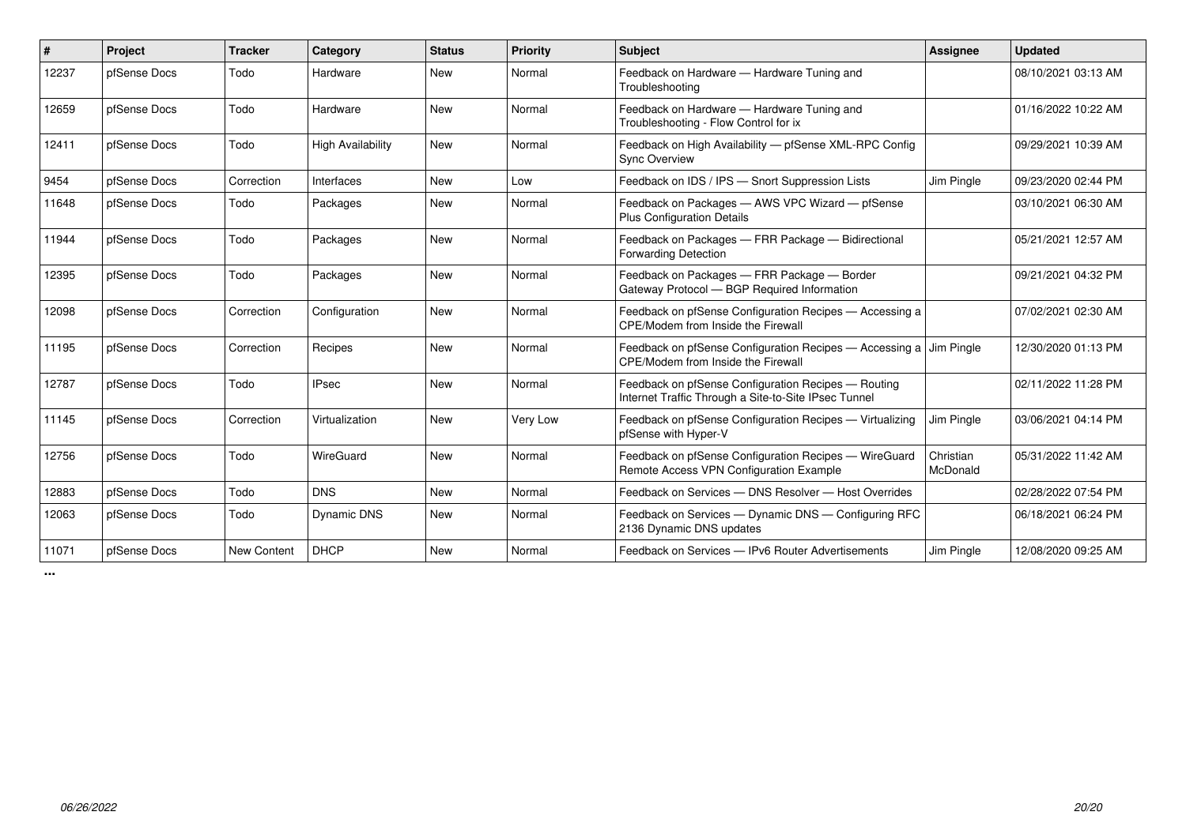| # | Project | Tracker | Category | Status | Priority | Subject | Assignee | Updated |
|---|---|---|---|---|---|---|---|---|
| 12237 | pfSense Docs | Todo | Hardware | New | Normal | Feedback on Hardware — Hardware Tuning and Troubleshooting | | 08/10/2021 03:13 AM |
| 12659 | pfSense Docs | Todo | Hardware | New | Normal | Feedback on Hardware — Hardware Tuning and Troubleshooting - Flow Control for ix | | 01/16/2022 10:22 AM |
| 12411 | pfSense Docs | Todo | High Availability | New | Normal | Feedback on High Availability — pfSense XML-RPC Config Sync Overview | | 09/29/2021 10:39 AM |
| 9454 | pfSense Docs | Correction | Interfaces | New | Low | Feedback on IDS / IPS — Snort Suppression Lists | Jim Pingle | 09/23/2020 02:44 PM |
| 11648 | pfSense Docs | Todo | Packages | New | Normal | Feedback on Packages — AWS VPC Wizard — pfSense Plus Configuration Details | | 03/10/2021 06:30 AM |
| 11944 | pfSense Docs | Todo | Packages | New | Normal | Feedback on Packages — FRR Package — Bidirectional Forwarding Detection | | 05/21/2021 12:57 AM |
| 12395 | pfSense Docs | Todo | Packages | New | Normal | Feedback on Packages — FRR Package — Border Gateway Protocol — BGP Required Information | | 09/21/2021 04:32 PM |
| 12098 | pfSense Docs | Correction | Configuration | New | Normal | Feedback on pfSense Configuration Recipes — Accessing a CPE/Modem from Inside the Firewall | | 07/02/2021 02:30 AM |
| 11195 | pfSense Docs | Correction | Recipes | New | Normal | Feedback on pfSense Configuration Recipes — Accessing a CPE/Modem from Inside the Firewall | Jim Pingle | 12/30/2020 01:13 PM |
| 12787 | pfSense Docs | Todo | IPsec | New | Normal | Feedback on pfSense Configuration Recipes — Routing Internet Traffic Through a Site-to-Site IPsec Tunnel | | 02/11/2022 11:28 PM |
| 11145 | pfSense Docs | Correction | Virtualization | New | Very Low | Feedback on pfSense Configuration Recipes — Virtualizing pfSense with Hyper-V | Jim Pingle | 03/06/2021 04:14 PM |
| 12756 | pfSense Docs | Todo | WireGuard | New | Normal | Feedback on pfSense Configuration Recipes — WireGuard Remote Access VPN Configuration Example | Christian McDonald | 05/31/2022 11:42 AM |
| 12883 | pfSense Docs | Todo | DNS | New | Normal | Feedback on Services — DNS Resolver — Host Overrides | | 02/28/2022 07:54 PM |
| 12063 | pfSense Docs | Todo | Dynamic DNS | New | Normal | Feedback on Services — Dynamic DNS — Configuring RFC 2136 Dynamic DNS updates | | 06/18/2021 06:24 PM |
| 11071 | pfSense Docs | New Content | DHCP | New | Normal | Feedback on Services — IPv6 Router Advertisements | Jim Pingle | 12/08/2020 09:25 AM |

...